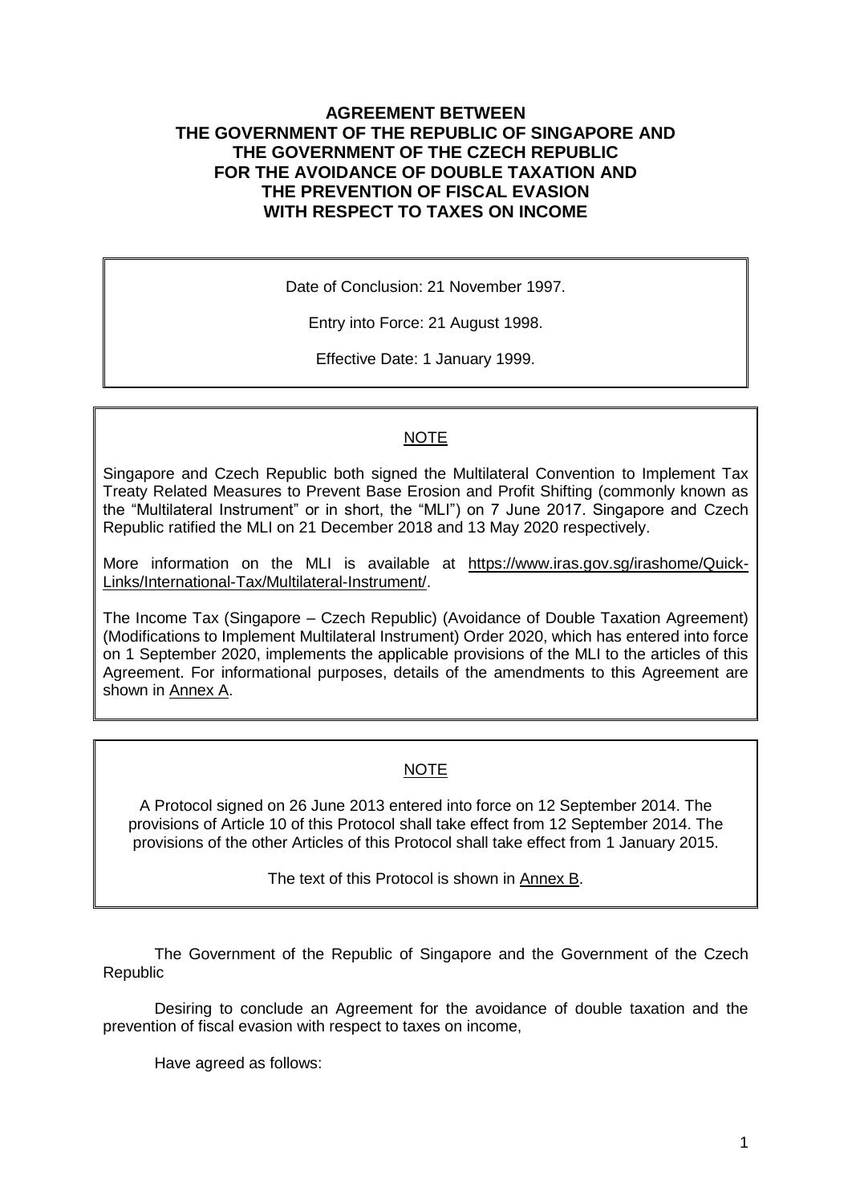# AGREEMENT BETWEEN THE GOVERNMENT OF THE REPUBLIC OF SINGAPORE AND THE GOVERNMENT OF THE CZECH REPUBLIC FOR THE AVOIDANCE OF DOUBLE TAXATION AND THE PREVENTION OF FISCAL EVASION WITH RESPECT TO TAXES ON INCOME

Date of Conclusion: 21 November 1997.

Entry into Force: 21 August 1998.

Effective Date: 1 January 1999.

---

NOTE

Singapore and Czech Republic both signed the Multilateral Convention to Implement Tax Treaty Related Measures to Prevent Base Erosion and Profit Shifting (commonly known as the "Multilateral Instrument" or in short, the "MLI") on 7 June 2017. Singapore and Czech Republic ratified the MLI on 21 December 2018 and 13 May 2020 respectively.

More information on the MLI is available at https://www.iras.gov.sg/irashome/Quick-Links/International-Tax/Multilateral-Instrument/.

The Income Tax (Singapore – Czech Republic) (Avoidance of Double Taxation Agreement) (Modifications to Implement Multilateral Instrument) Order 2020, which has entered into force on 1 September 2020, implements the applicable provisions of the MLI to the articles of this Agreement. For informational purposes, details of the amendments to this Agreement are shown in Annex A.

---

NOTE

A Protocol signed on 26 June 2013 entered into force on 12 September 2014. The provisions of Article 10 of this Protocol shall take effect from 12 September 2014. The provisions of the other Articles of this Protocol shall take effect from 1 January 2015.

The text of this Protocol is shown in Annex B.

---

The Government of the Republic of Singapore and the Government of the Czech Republic

Desiring to conclude an Agreement for the avoidance of double taxation and the prevention of fiscal evasion with respect to taxes on income,

Have agreed as follows: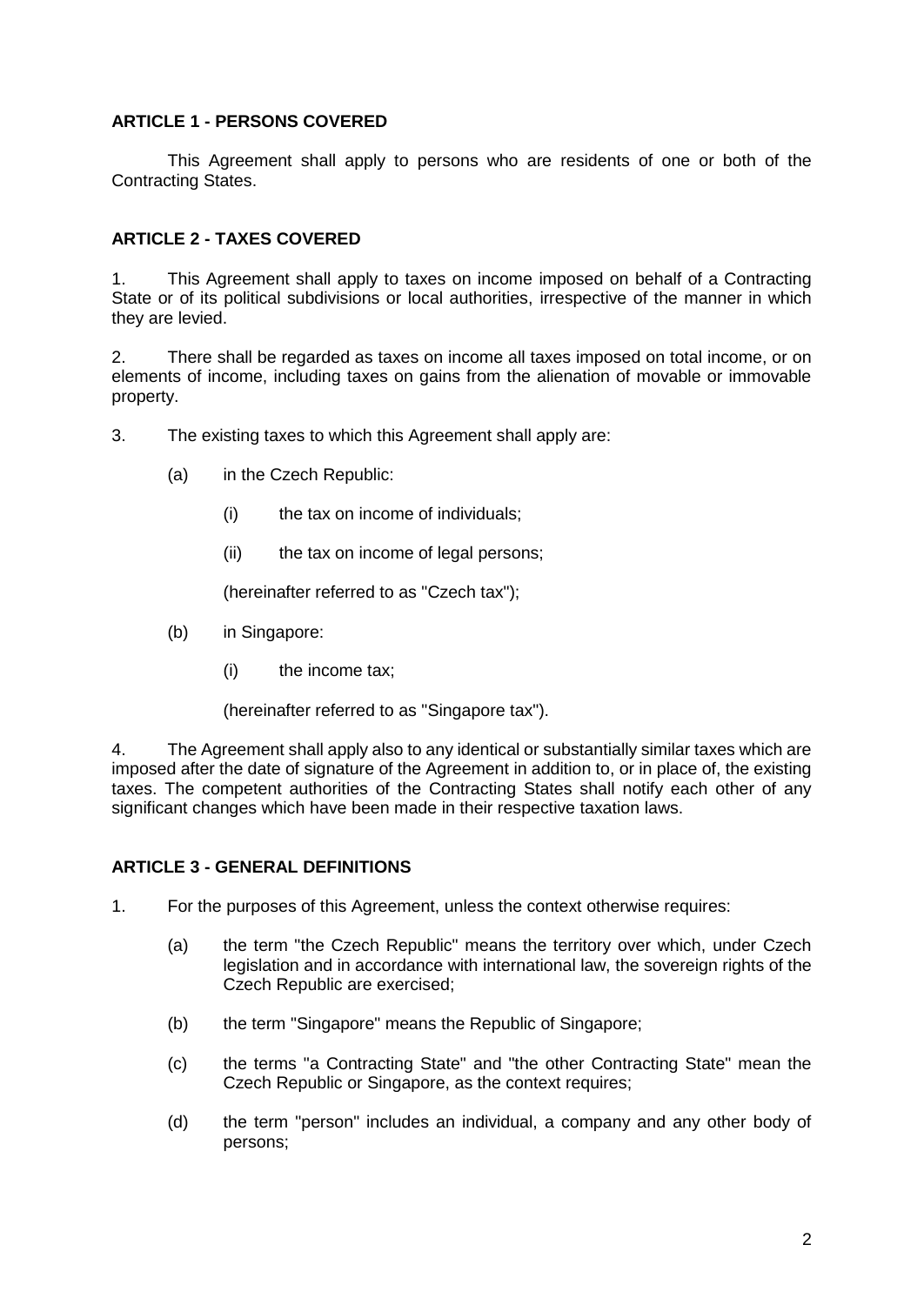### ARTICLE 1 - PERSONS COVERED

This Agreement shall apply to persons who are residents of one or both of the Contracting States.

### ARTICLE 2 - TAXES COVERED

1. This Agreement shall apply to taxes on income imposed on behalf of a Contracting State or of its political subdivisions or local authorities, irrespective of the manner in which they are levied.

2. There shall be regarded as taxes on income all taxes imposed on total income, or on elements of income, including taxes on gains from the alienation of movable or immovable property.

3. The existing taxes to which this Agreement shall apply are:

   (a) in the Czech Republic:

      (i) the tax on income of individuals;

      (ii) the tax on income of legal persons;

      (hereinafter referred to as "Czech tax");

   (b) in Singapore:

      (i) the income tax;

      (hereinafter referred to as "Singapore tax").

4. The Agreement shall apply also to any identical or substantially similar taxes which are imposed after the date of signature of the Agreement in addition to, or in place of, the existing taxes. The competent authorities of the Contracting States shall notify each other of any significant changes which have been made in their respective taxation laws.

### ARTICLE 3 - GENERAL DEFINITIONS

1. For the purposes of this Agreement, unless the context otherwise requires:

   (a) the term "the Czech Republic" means the territory over which, under Czech legislation and in accordance with international law, the sovereign rights of the Czech Republic are exercised;

   (b) the term "Singapore" means the Republic of Singapore;

   (c) the terms "a Contracting State" and "the other Contracting State" mean the Czech Republic or Singapore, as the context requires;

   (d) the term "person" includes an individual, a company and any other body of persons;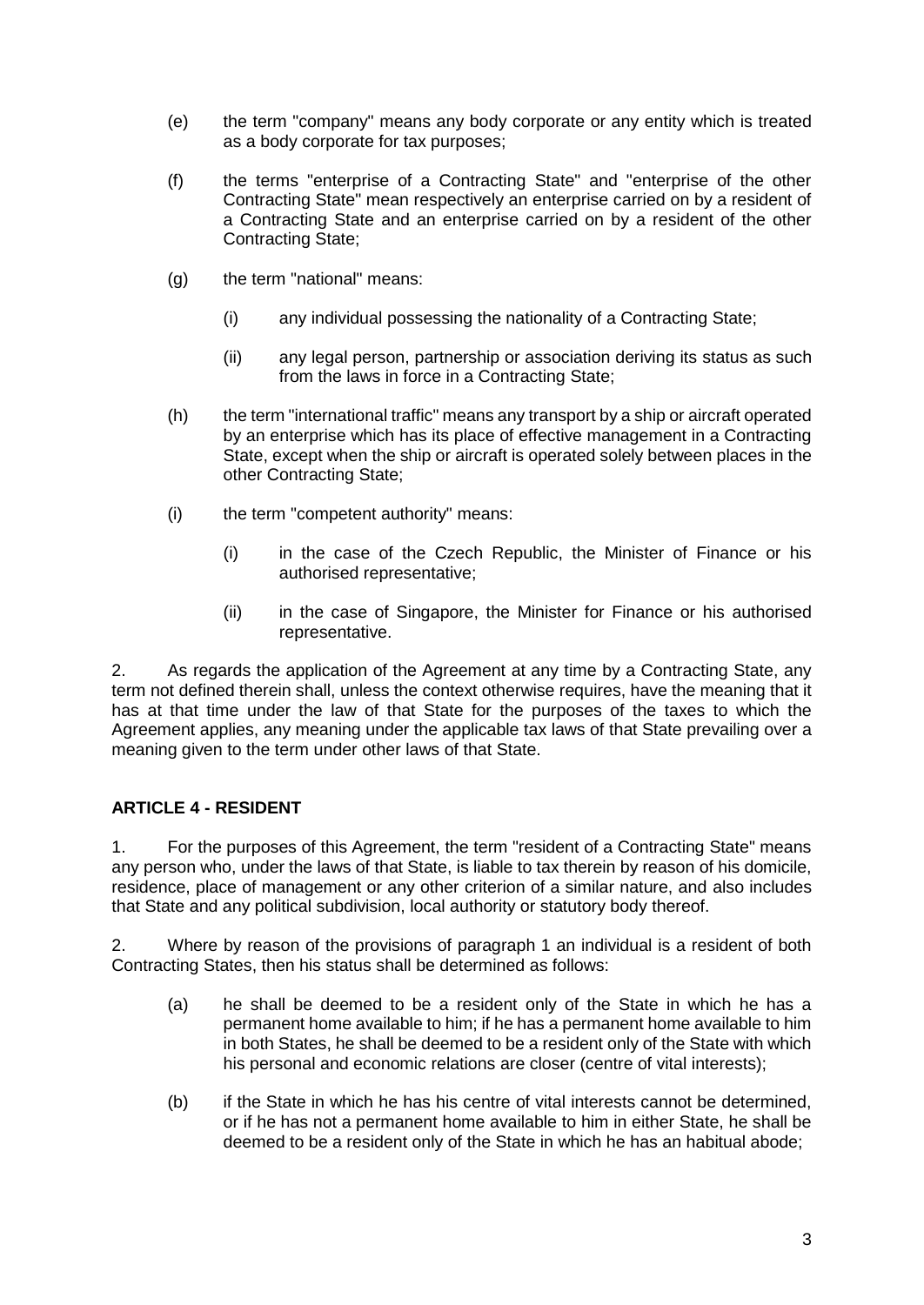(e) the term "company" means any body corporate or any entity which is treated as a body corporate for tax purposes;

(f) the terms "enterprise of a Contracting State" and "enterprise of the other Contracting State" mean respectively an enterprise carried on by a resident of a Contracting State and an enterprise carried on by a resident of the other Contracting State;

(g) the term "national" means:

  (i) any individual possessing the nationality of a Contracting State;

  (ii) any legal person, partnership or association deriving its status as such from the laws in force in a Contracting State;

(h) the term "international traffic" means any transport by a ship or aircraft operated by an enterprise which has its place of effective management in a Contracting State, except when the ship or aircraft is operated solely between places in the other Contracting State;

(i) the term "competent authority" means:

  (i) in the case of the Czech Republic, the Minister of Finance or his authorised representative;

  (ii) in the case of Singapore, the Minister for Finance or his authorised representative.

2. As regards the application of the Agreement at any time by a Contracting State, any term not defined therein shall, unless the context otherwise requires, have the meaning that it has at that time under the law of that State for the purposes of the taxes to which the Agreement applies, any meaning under the applicable tax laws of that State prevailing over a meaning given to the term under other laws of that State.

**ARTICLE 4 - RESIDENT**

1. For the purposes of this Agreement, the term "resident of a Contracting State" means any person who, under the laws of that State, is liable to tax therein by reason of his domicile, residence, place of management or any other criterion of a similar nature, and also includes that State and any political subdivision, local authority or statutory body thereof.

2. Where by reason of the provisions of paragraph 1 an individual is a resident of both Contracting States, then his status shall be determined as follows:

(a) he shall be deemed to be a resident only of the State in which he has a permanent home available to him; if he has a permanent home available to him in both States, he shall be deemed to be a resident only of the State with which his personal and economic relations are closer (centre of vital interests);

(b) if the State in which he has his centre of vital interests cannot be determined, or if he has not a permanent home available to him in either State, he shall be deemed to be a resident only of the State in which he has an habitual abode;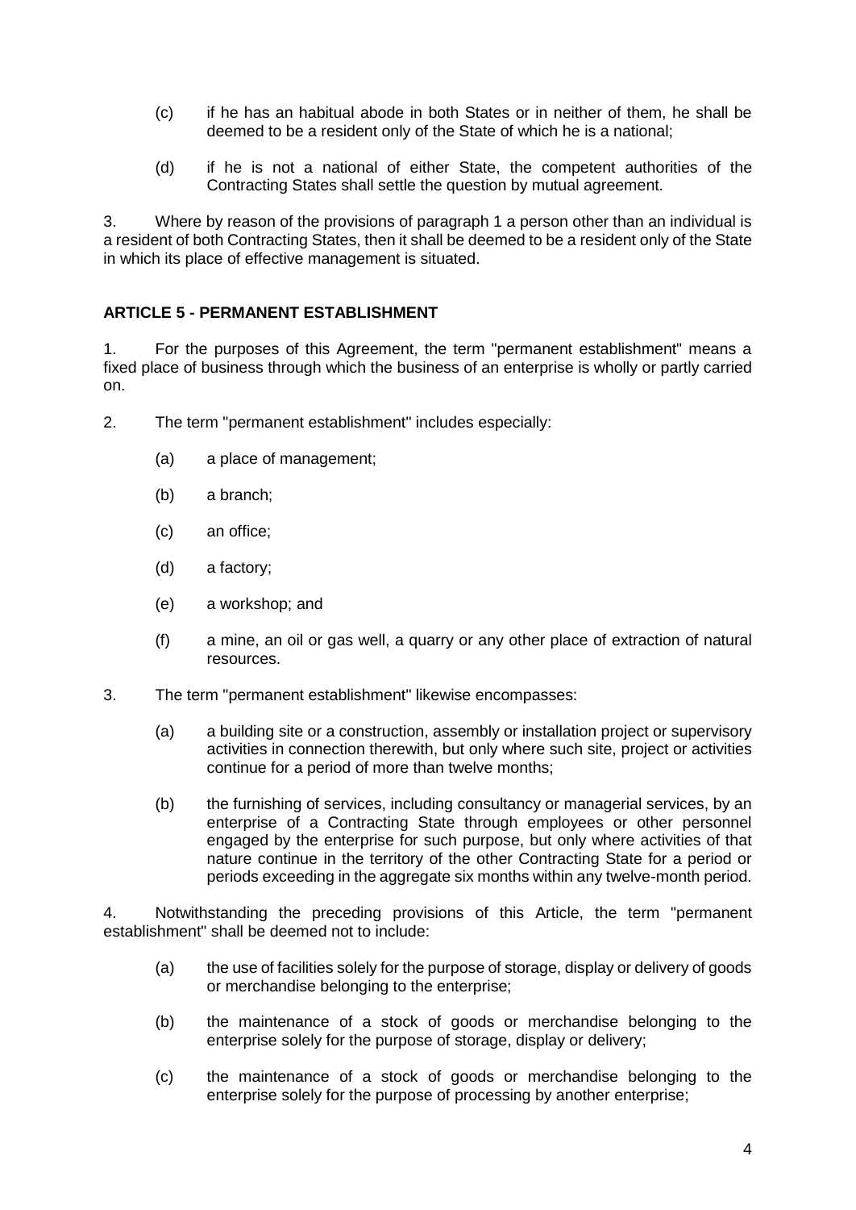(c) if he has an habitual abode in both States or in neither of them, he shall be deemed to be a resident only of the State of which he is a national;

(d) if he is not a national of either State, the competent authorities of the Contracting States shall settle the question by mutual agreement.

3. Where by reason of the provisions of paragraph 1 a person other than an individual is a resident of both Contracting States, then it shall be deemed to be a resident only of the State in which its place of effective management is situated.

## ARTICLE 5 - PERMANENT ESTABLISHMENT

1. For the purposes of this Agreement, the term "permanent establishment" means a fixed place of business through which the business of an enterprise is wholly or partly carried on.

2. The term "permanent establishment" includes especially:

   (a) a place of management;

   (b) a branch;

   (c) an office;

   (d) a factory;

   (e) a workshop; and

   (f) a mine, an oil or gas well, a quarry or any other place of extraction of natural resources.

3. The term "permanent establishment" likewise encompasses:

   (a) a building site or a construction, assembly or installation project or supervisory activities in connection therewith, but only where such site, project or activities continue for a period of more than twelve months;

   (b) the furnishing of services, including consultancy or managerial services, by an enterprise of a Contracting State through employees or other personnel engaged by the enterprise for such purpose, but only where activities of that nature continue in the territory of the other Contracting State for a period or periods exceeding in the aggregate six months within any twelve-month period.

4. Notwithstanding the preceding provisions of this Article, the term "permanent establishment" shall be deemed not to include:

   (a) the use of facilities solely for the purpose of storage, display or delivery of goods or merchandise belonging to the enterprise;

   (b) the maintenance of a stock of goods or merchandise belonging to the enterprise solely for the purpose of storage, display or delivery;

   (c) the maintenance of a stock of goods or merchandise belonging to the enterprise solely for the purpose of processing by another enterprise;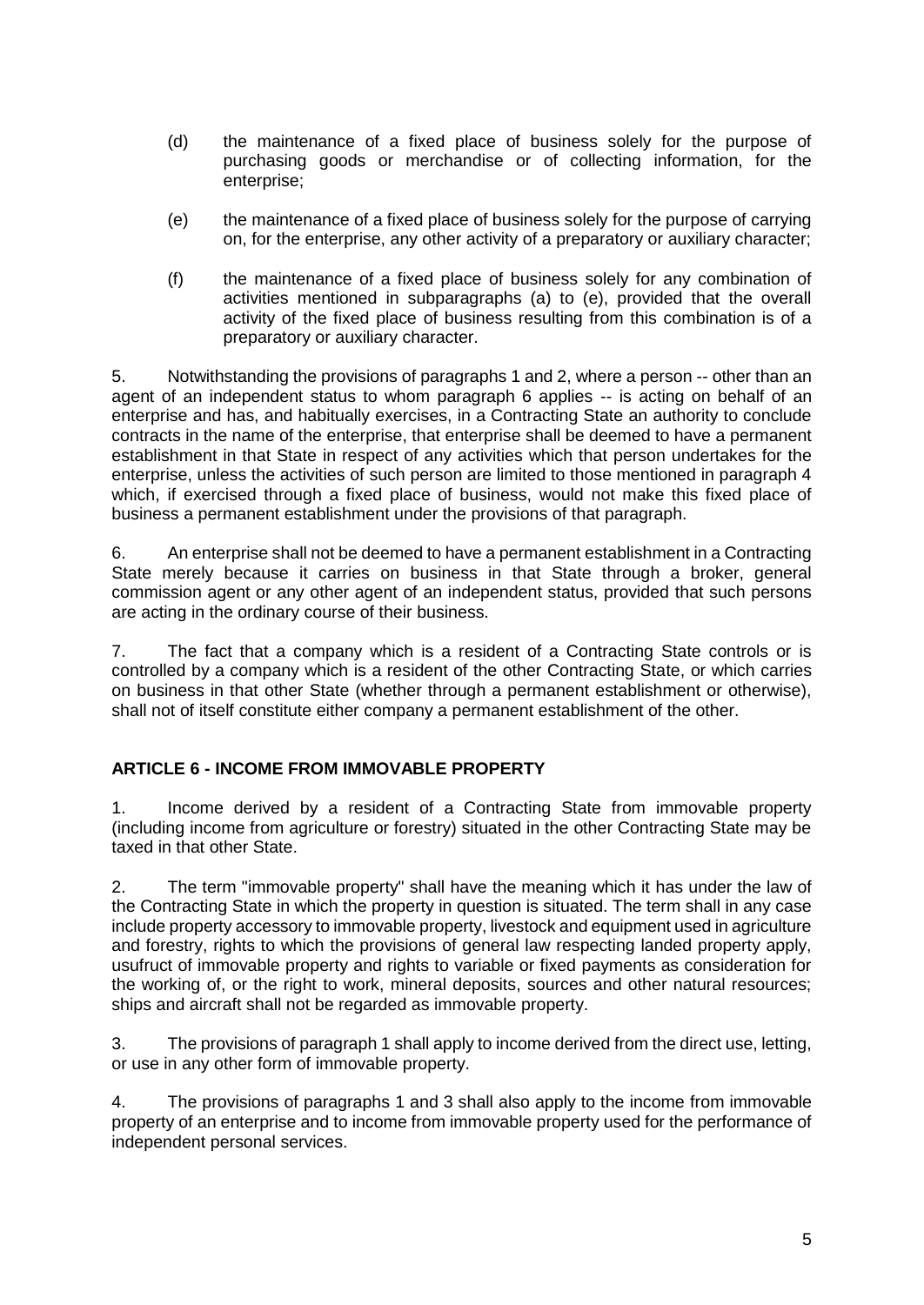(d) the maintenance of a fixed place of business solely for the purpose of purchasing goods or merchandise or of collecting information, for the enterprise;

(e) the maintenance of a fixed place of business solely for the purpose of carrying on, for the enterprise, any other activity of a preparatory or auxiliary character;

(f) the maintenance of a fixed place of business solely for any combination of activities mentioned in subparagraphs (a) to (e), provided that the overall activity of the fixed place of business resulting from this combination is of a preparatory or auxiliary character.

5. Notwithstanding the provisions of paragraphs 1 and 2, where a person -- other than an agent of an independent status to whom paragraph 6 applies -- is acting on behalf of an enterprise and has, and habitually exercises, in a Contracting State an authority to conclude contracts in the name of the enterprise, that enterprise shall be deemed to have a permanent establishment in that State in respect of any activities which that person undertakes for the enterprise, unless the activities of such person are limited to those mentioned in paragraph 4 which, if exercised through a fixed place of business, would not make this fixed place of business a permanent establishment under the provisions of that paragraph.

6. An enterprise shall not be deemed to have a permanent establishment in a Contracting State merely because it carries on business in that State through a broker, general commission agent or any other agent of an independent status, provided that such persons are acting in the ordinary course of their business.

7. The fact that a company which is a resident of a Contracting State controls or is controlled by a company which is a resident of the other Contracting State, or which carries on business in that other State (whether through a permanent establishment or otherwise), shall not of itself constitute either company a permanent establishment of the other.

## ARTICLE 6 - INCOME FROM IMMOVABLE PROPERTY

1. Income derived by a resident of a Contracting State from immovable property (including income from agriculture or forestry) situated in the other Contracting State may be taxed in that other State.

2. The term "immovable property" shall have the meaning which it has under the law of the Contracting State in which the property in question is situated. The term shall in any case include property accessory to immovable property, livestock and equipment used in agriculture and forestry, rights to which the provisions of general law respecting landed property apply, usufruct of immovable property and rights to variable or fixed payments as consideration for the working of, or the right to work, mineral deposits, sources and other natural resources; ships and aircraft shall not be regarded as immovable property.

3. The provisions of paragraph 1 shall apply to income derived from the direct use, letting, or use in any other form of immovable property.

4. The provisions of paragraphs 1 and 3 shall also apply to the income from immovable property of an enterprise and to income from immovable property used for the performance of independent personal services.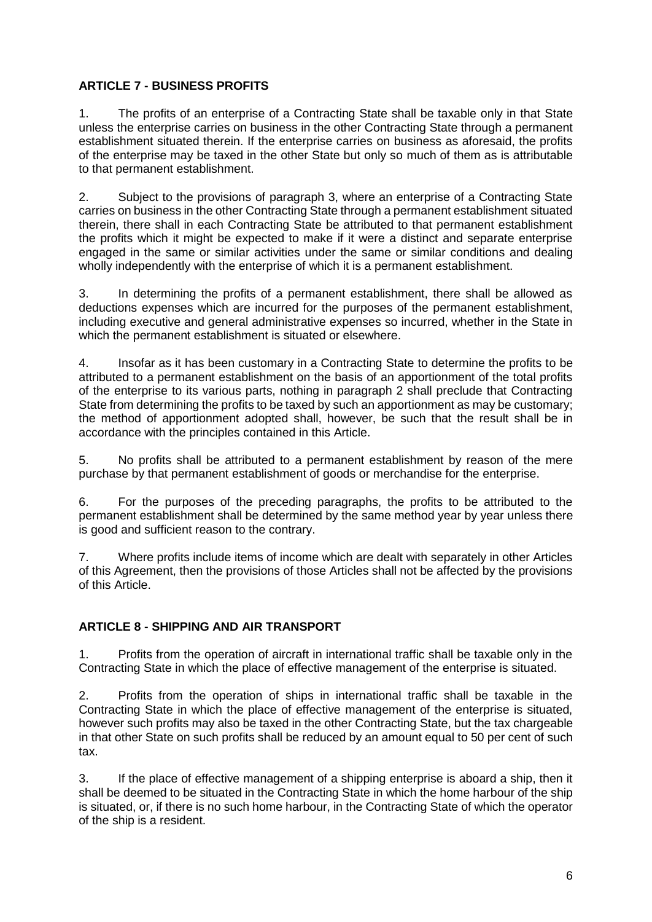## ARTICLE 7 - BUSINESS PROFITS

1. The profits of an enterprise of a Contracting State shall be taxable only in that State unless the enterprise carries on business in the other Contracting State through a permanent establishment situated therein. If the enterprise carries on business as aforesaid, the profits of the enterprise may be taxed in the other State but only so much of them as is attributable to that permanent establishment.

2. Subject to the provisions of paragraph 3, where an enterprise of a Contracting State carries on business in the other Contracting State through a permanent establishment situated therein, there shall in each Contracting State be attributed to that permanent establishment the profits which it might be expected to make if it were a distinct and separate enterprise engaged in the same or similar activities under the same or similar conditions and dealing wholly independently with the enterprise of which it is a permanent establishment.

3. In determining the profits of a permanent establishment, there shall be allowed as deductions expenses which are incurred for the purposes of the permanent establishment, including executive and general administrative expenses so incurred, whether in the State in which the permanent establishment is situated or elsewhere.

4. Insofar as it has been customary in a Contracting State to determine the profits to be attributed to a permanent establishment on the basis of an apportionment of the total profits of the enterprise to its various parts, nothing in paragraph 2 shall preclude that Contracting State from determining the profits to be taxed by such an apportionment as may be customary; the method of apportionment adopted shall, however, be such that the result shall be in accordance with the principles contained in this Article.

5. No profits shall be attributed to a permanent establishment by reason of the mere purchase by that permanent establishment of goods or merchandise for the enterprise.

6. For the purposes of the preceding paragraphs, the profits to be attributed to the permanent establishment shall be determined by the same method year by year unless there is good and sufficient reason to the contrary.

7. Where profits include items of income which are dealt with separately in other Articles of this Agreement, then the provisions of those Articles shall not be affected by the provisions of this Article.

## ARTICLE 8 - SHIPPING AND AIR TRANSPORT

1. Profits from the operation of aircraft in international traffic shall be taxable only in the Contracting State in which the place of effective management of the enterprise is situated.

2. Profits from the operation of ships in international traffic shall be taxable in the Contracting State in which the place of effective management of the enterprise is situated, however such profits may also be taxed in the other Contracting State, but the tax chargeable in that other State on such profits shall be reduced by an amount equal to 50 per cent of such tax.

3. If the place of effective management of a shipping enterprise is aboard a ship, then it shall be deemed to be situated in the Contracting State in which the home harbour of the ship is situated, or, if there is no such home harbour, in the Contracting State of which the operator of the ship is a resident.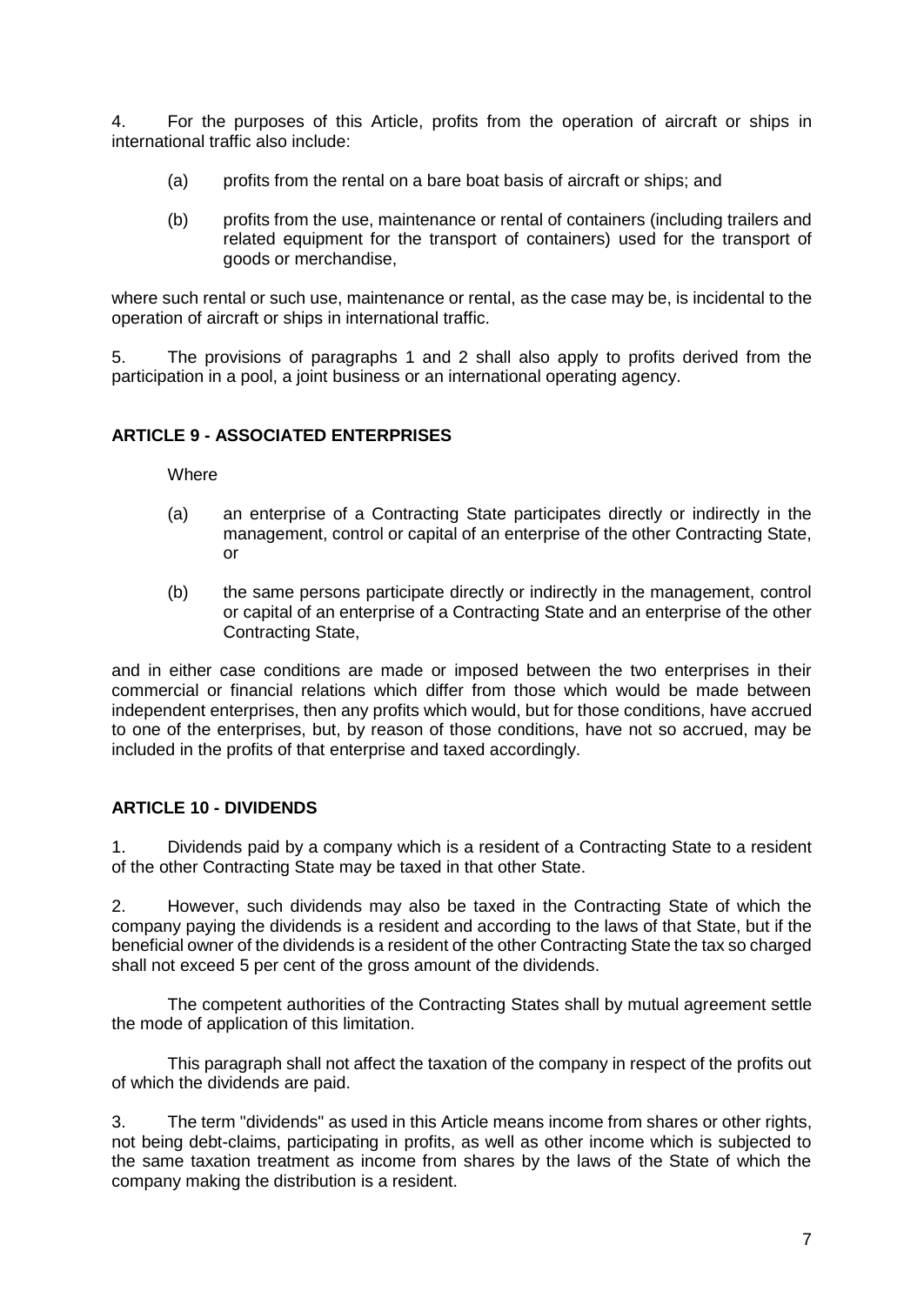4. For the purposes of this Article, profits from the operation of aircraft or ships in international traffic also include:

(a) profits from the rental on a bare boat basis of aircraft or ships; and

(b) profits from the use, maintenance or rental of containers (including trailers and related equipment for the transport of containers) used for the transport of goods or merchandise,

where such rental or such use, maintenance or rental, as the case may be, is incidental to the operation of aircraft or ships in international traffic.

5. The provisions of paragraphs 1 and 2 shall also apply to profits derived from the participation in a pool, a joint business or an international operating agency.

## ARTICLE 9 - ASSOCIATED ENTERPRISES

Where

(a) an enterprise of a Contracting State participates directly or indirectly in the management, control or capital of an enterprise of the other Contracting State, or

(b) the same persons participate directly or indirectly in the management, control or capital of an enterprise of a Contracting State and an enterprise of the other Contracting State,

and in either case conditions are made or imposed between the two enterprises in their commercial or financial relations which differ from those which would be made between independent enterprises, then any profits which would, but for those conditions, have accrued to one of the enterprises, but, by reason of those conditions, have not so accrued, may be included in the profits of that enterprise and taxed accordingly.

## ARTICLE 10 - DIVIDENDS

1. Dividends paid by a company which is a resident of a Contracting State to a resident of the other Contracting State may be taxed in that other State.

2. However, such dividends may also be taxed in the Contracting State of which the company paying the dividends is a resident and according to the laws of that State, but if the beneficial owner of the dividends is a resident of the other Contracting State the tax so charged shall not exceed 5 per cent of the gross amount of the dividends.

The competent authorities of the Contracting States shall by mutual agreement settle the mode of application of this limitation.

This paragraph shall not affect the taxation of the company in respect of the profits out of which the dividends are paid.

3. The term "dividends" as used in this Article means income from shares or other rights, not being debt-claims, participating in profits, as well as other income which is subjected to the same taxation treatment as income from shares by the laws of the State of which the company making the distribution is a resident.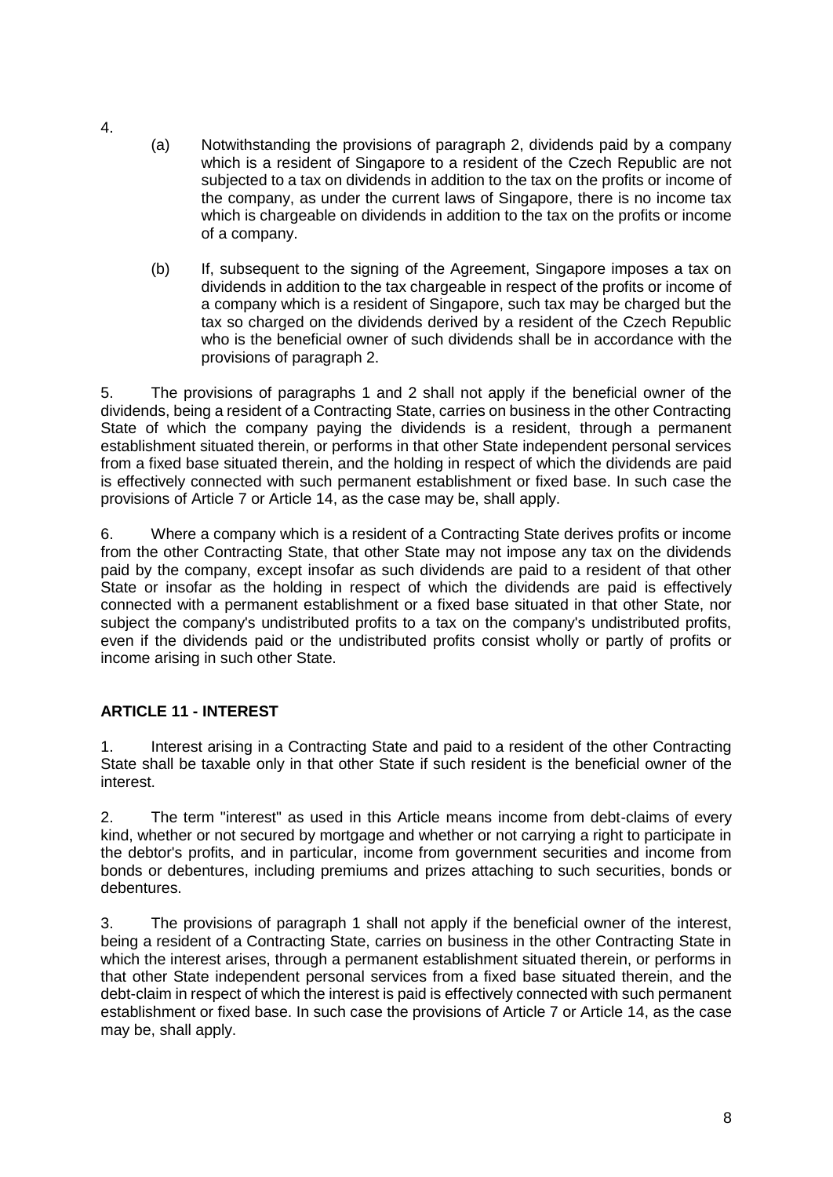4.

(a) Notwithstanding the provisions of paragraph 2, dividends paid by a company which is a resident of Singapore to a resident of the Czech Republic are not subjected to a tax on dividends in addition to the tax on the profits or income of the company, as under the current laws of Singapore, there is no income tax which is chargeable on dividends in addition to the tax on the profits or income of a company.

(b) If, subsequent to the signing of the Agreement, Singapore imposes a tax on dividends in addition to the tax chargeable in respect of the profits or income of a company which is a resident of Singapore, such tax may be charged but the tax so charged on the dividends derived by a resident of the Czech Republic who is the beneficial owner of such dividends shall be in accordance with the provisions of paragraph 2.

5. The provisions of paragraphs 1 and 2 shall not apply if the beneficial owner of the dividends, being a resident of a Contracting State, carries on business in the other Contracting State of which the company paying the dividends is a resident, through a permanent establishment situated therein, or performs in that other State independent personal services from a fixed base situated therein, and the holding in respect of which the dividends are paid is effectively connected with such permanent establishment or fixed base. In such case the provisions of Article 7 or Article 14, as the case may be, shall apply.

6. Where a company which is a resident of a Contracting State derives profits or income from the other Contracting State, that other State may not impose any tax on the dividends paid by the company, except insofar as such dividends are paid to a resident of that other State or insofar as the holding in respect of which the dividends are paid is effectively connected with a permanent establishment or a fixed base situated in that other State, nor subject the company's undistributed profits to a tax on the company's undistributed profits, even if the dividends paid or the undistributed profits consist wholly or partly of profits or income arising in such other State.

## ARTICLE 11 - INTEREST

1. Interest arising in a Contracting State and paid to a resident of the other Contracting State shall be taxable only in that other State if such resident is the beneficial owner of the interest.

2. The term "interest" as used in this Article means income from debt-claims of every kind, whether or not secured by mortgage and whether or not carrying a right to participate in the debtor's profits, and in particular, income from government securities and income from bonds or debentures, including premiums and prizes attaching to such securities, bonds or debentures.

3. The provisions of paragraph 1 shall not apply if the beneficial owner of the interest, being a resident of a Contracting State, carries on business in the other Contracting State in which the interest arises, through a permanent establishment situated therein, or performs in that other State independent personal services from a fixed base situated therein, and the debt-claim in respect of which the interest is paid is effectively connected with such permanent establishment or fixed base. In such case the provisions of Article 7 or Article 14, as the case may be, shall apply.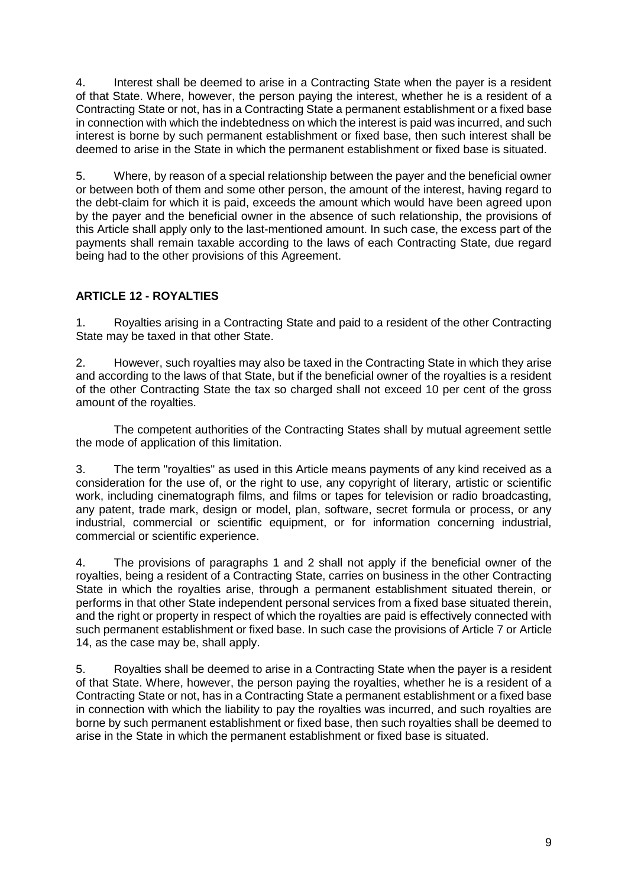4. Interest shall be deemed to arise in a Contracting State when the payer is a resident of that State. Where, however, the person paying the interest, whether he is a resident of a Contracting State or not, has in a Contracting State a permanent establishment or a fixed base in connection with which the indebtedness on which the interest is paid was incurred, and such interest is borne by such permanent establishment or fixed base, then such interest shall be deemed to arise in the State in which the permanent establishment or fixed base is situated.

5. Where, by reason of a special relationship between the payer and the beneficial owner or between both of them and some other person, the amount of the interest, having regard to the debt-claim for which it is paid, exceeds the amount which would have been agreed upon by the payer and the beneficial owner in the absence of such relationship, the provisions of this Article shall apply only to the last-mentioned amount. In such case, the excess part of the payments shall remain taxable according to the laws of each Contracting State, due regard being had to the other provisions of this Agreement.

## ARTICLE 12 - ROYALTIES

1. Royalties arising in a Contracting State and paid to a resident of the other Contracting State may be taxed in that other State.

2. However, such royalties may also be taxed in the Contracting State in which they arise and according to the laws of that State, but if the beneficial owner of the royalties is a resident of the other Contracting State the tax so charged shall not exceed 10 per cent of the gross amount of the royalties.

The competent authorities of the Contracting States shall by mutual agreement settle the mode of application of this limitation.

3. The term "royalties" as used in this Article means payments of any kind received as a consideration for the use of, or the right to use, any copyright of literary, artistic or scientific work, including cinematograph films, and films or tapes for television or radio broadcasting, any patent, trade mark, design or model, plan, software, secret formula or process, or any industrial, commercial or scientific equipment, or for information concerning industrial, commercial or scientific experience.

4. The provisions of paragraphs 1 and 2 shall not apply if the beneficial owner of the royalties, being a resident of a Contracting State, carries on business in the other Contracting State in which the royalties arise, through a permanent establishment situated therein, or performs in that other State independent personal services from a fixed base situated therein, and the right or property in respect of which the royalties are paid is effectively connected with such permanent establishment or fixed base. In such case the provisions of Article 7 or Article 14, as the case may be, shall apply.

5. Royalties shall be deemed to arise in a Contracting State when the payer is a resident of that State. Where, however, the person paying the royalties, whether he is a resident of a Contracting State or not, has in a Contracting State a permanent establishment or a fixed base in connection with which the liability to pay the royalties was incurred, and such royalties are borne by such permanent establishment or fixed base, then such royalties shall be deemed to arise in the State in which the permanent establishment or fixed base is situated.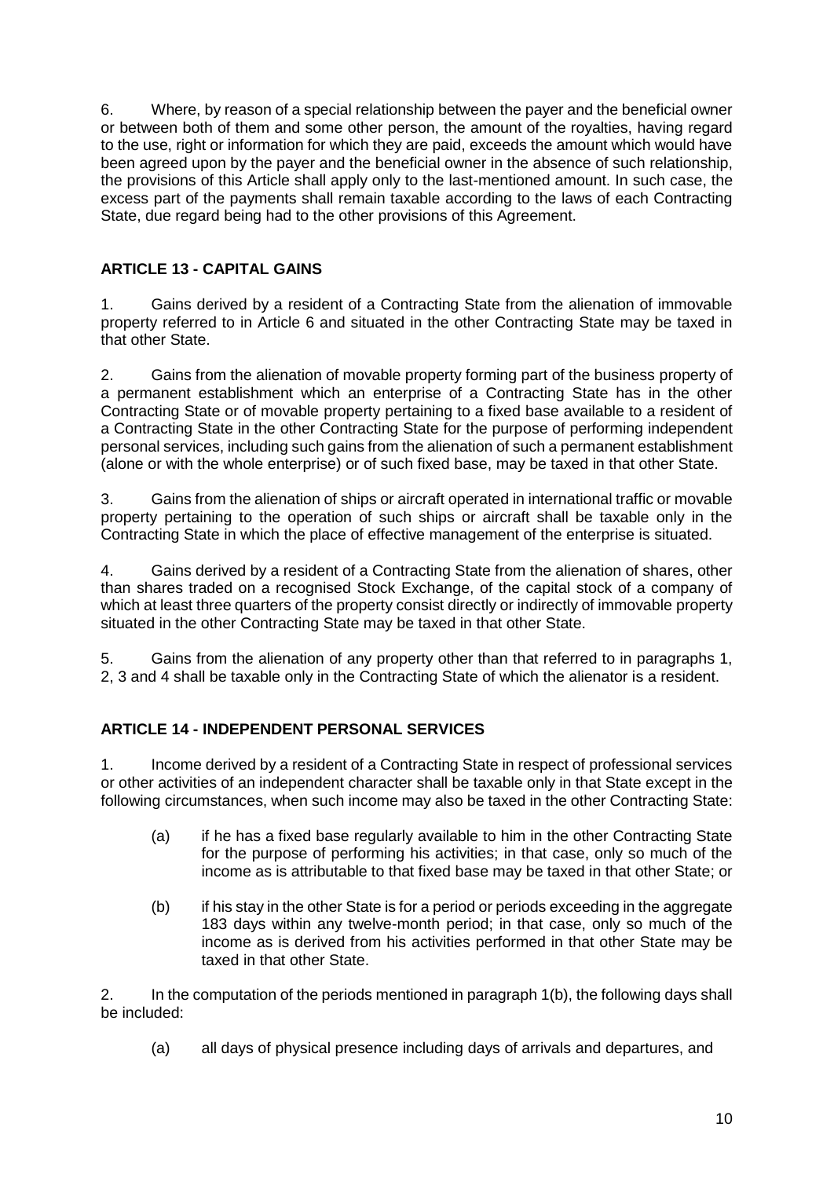6. Where, by reason of a special relationship between the payer and the beneficial owner or between both of them and some other person, the amount of the royalties, having regard to the use, right or information for which they are paid, exceeds the amount which would have been agreed upon by the payer and the beneficial owner in the absence of such relationship, the provisions of this Article shall apply only to the last-mentioned amount. In such case, the excess part of the payments shall remain taxable according to the laws of each Contracting State, due regard being had to the other provisions of this Agreement.

## ARTICLE 13 - CAPITAL GAINS

1. Gains derived by a resident of a Contracting State from the alienation of immovable property referred to in Article 6 and situated in the other Contracting State may be taxed in that other State.

2. Gains from the alienation of movable property forming part of the business property of a permanent establishment which an enterprise of a Contracting State has in the other Contracting State or of movable property pertaining to a fixed base available to a resident of a Contracting State in the other Contracting State for the purpose of performing independent personal services, including such gains from the alienation of such a permanent establishment (alone or with the whole enterprise) or of such fixed base, may be taxed in that other State.

3. Gains from the alienation of ships or aircraft operated in international traffic or movable property pertaining to the operation of such ships or aircraft shall be taxable only in the Contracting State in which the place of effective management of the enterprise is situated.

4. Gains derived by a resident of a Contracting State from the alienation of shares, other than shares traded on a recognised Stock Exchange, of the capital stock of a company of which at least three quarters of the property consist directly or indirectly of immovable property situated in the other Contracting State may be taxed in that other State.

5. Gains from the alienation of any property other than that referred to in paragraphs 1, 2, 3 and 4 shall be taxable only in the Contracting State of which the alienator is a resident.

## ARTICLE 14 - INDEPENDENT PERSONAL SERVICES

1. Income derived by a resident of a Contracting State in respect of professional services or other activities of an independent character shall be taxable only in that State except in the following circumstances, when such income may also be taxed in the other Contracting State:

   (a) if he has a fixed base regularly available to him in the other Contracting State for the purpose of performing his activities; in that case, only so much of the income as is attributable to that fixed base may be taxed in that other State; or

   (b) if his stay in the other State is for a period or periods exceeding in the aggregate 183 days within any twelve-month period; in that case, only so much of the income as is derived from his activities performed in that other State may be taxed in that other State.

2. In the computation of the periods mentioned in paragraph 1(b), the following days shall be included:

   (a) all days of physical presence including days of arrivals and departures, and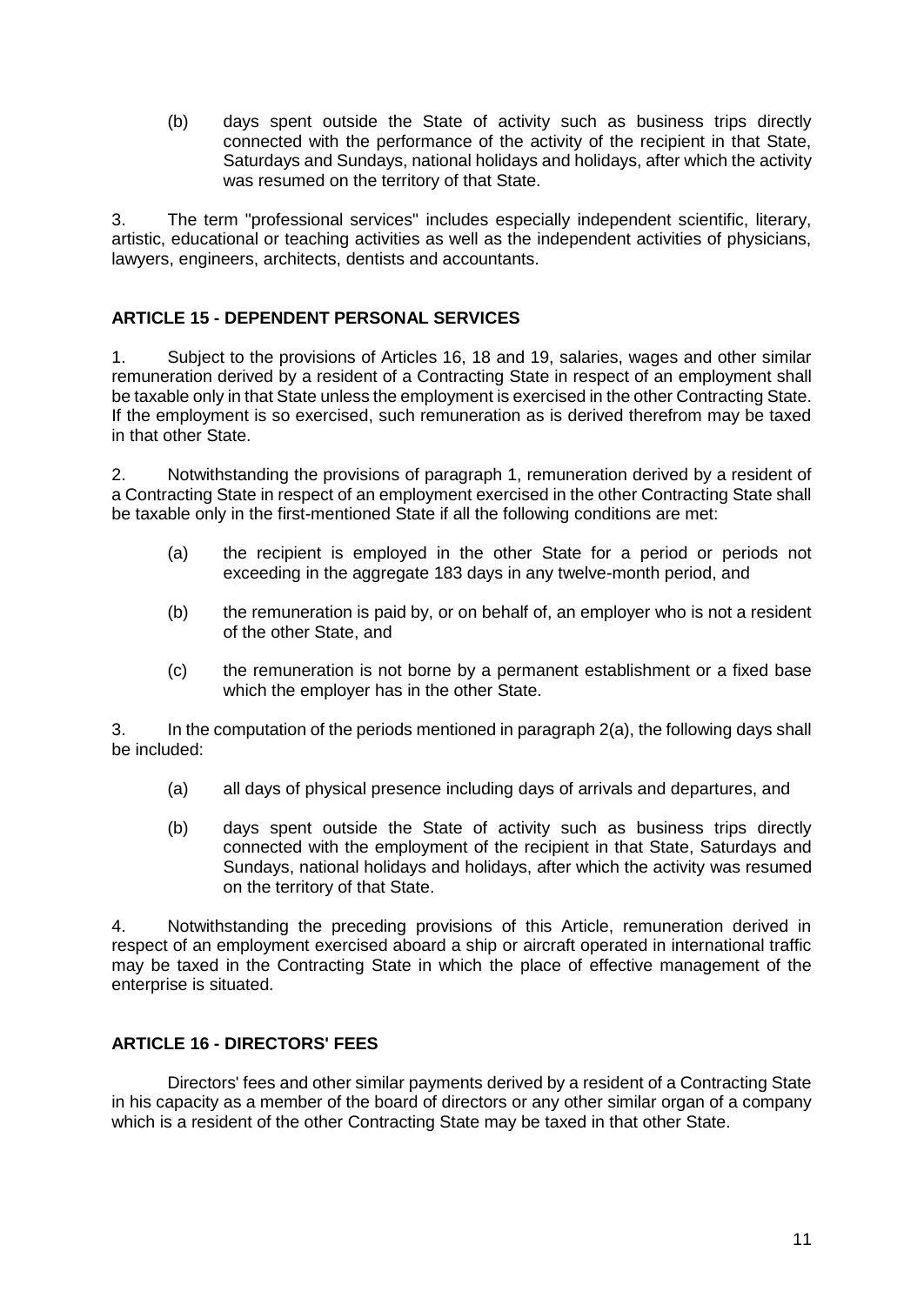(b) days spent outside the State of activity such as business trips directly connected with the performance of the activity of the recipient in that State, Saturdays and Sundays, national holidays and holidays, after which the activity was resumed on the territory of that State.

3. The term "professional services" includes especially independent scientific, literary, artistic, educational or teaching activities as well as the independent activities of physicians, lawyers, engineers, architects, dentists and accountants.

## ARTICLE 15 - DEPENDENT PERSONAL SERVICES

1. Subject to the provisions of Articles 16, 18 and 19, salaries, wages and other similar remuneration derived by a resident of a Contracting State in respect of an employment shall be taxable only in that State unless the employment is exercised in the other Contracting State. If the employment is so exercised, such remuneration as is derived therefrom may be taxed in that other State.

2. Notwithstanding the provisions of paragraph 1, remuneration derived by a resident of a Contracting State in respect of an employment exercised in the other Contracting State shall be taxable only in the first-mentioned State if all the following conditions are met:

(a) the recipient is employed in the other State for a period or periods not exceeding in the aggregate 183 days in any twelve-month period, and

(b) the remuneration is paid by, or on behalf of, an employer who is not a resident of the other State, and

(c) the remuneration is not borne by a permanent establishment or a fixed base which the employer has in the other State.

3. In the computation of the periods mentioned in paragraph 2(a), the following days shall be included:

(a) all days of physical presence including days of arrivals and departures, and

(b) days spent outside the State of activity such as business trips directly connected with the employment of the recipient in that State, Saturdays and Sundays, national holidays and holidays, after which the activity was resumed on the territory of that State.

4. Notwithstanding the preceding provisions of this Article, remuneration derived in respect of an employment exercised aboard a ship or aircraft operated in international traffic may be taxed in the Contracting State in which the place of effective management of the enterprise is situated.

## ARTICLE 16 - DIRECTORS' FEES

Directors' fees and other similar payments derived by a resident of a Contracting State in his capacity as a member of the board of directors or any other similar organ of a company which is a resident of the other Contracting State may be taxed in that other State.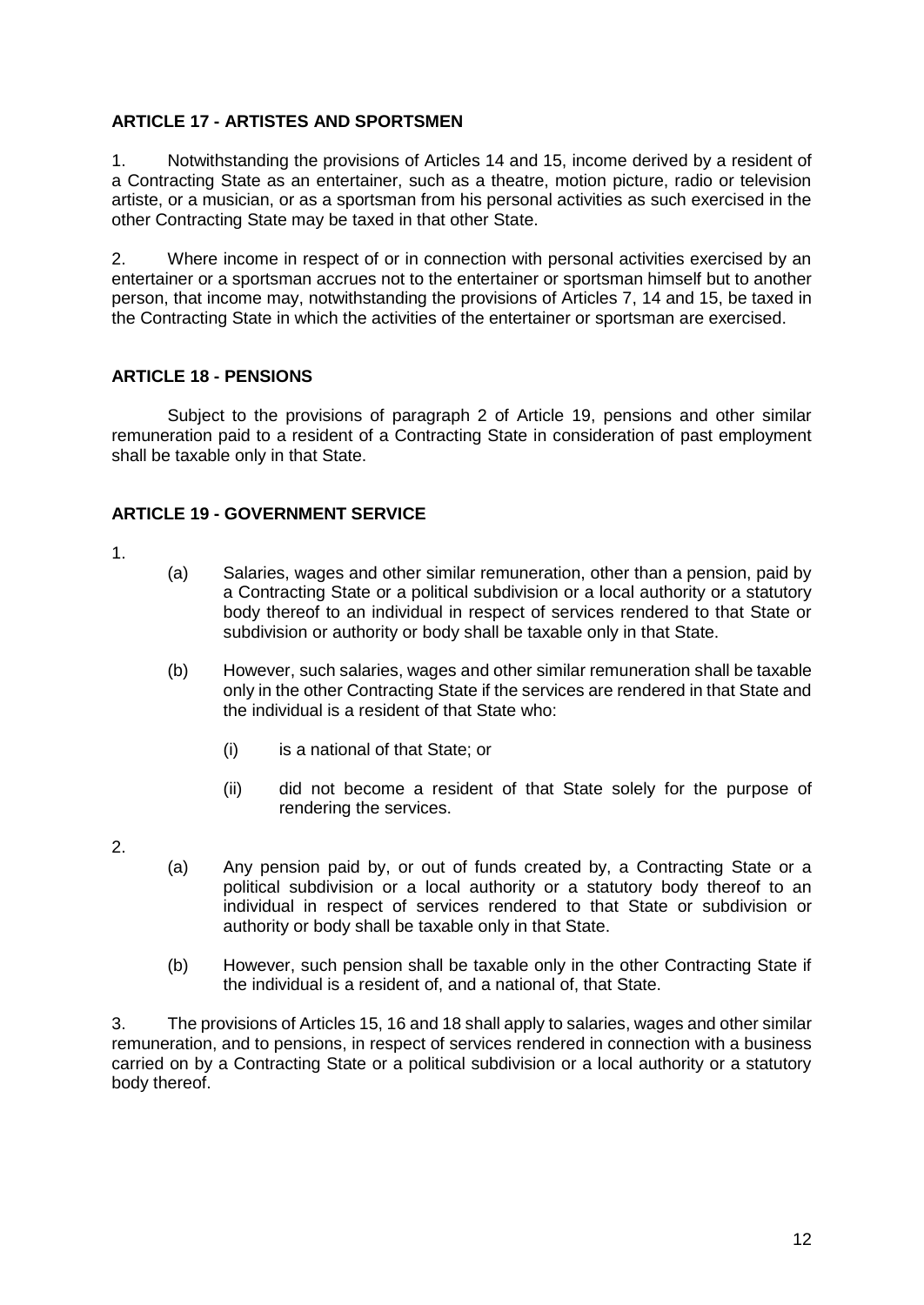## ARTICLE 17 - ARTISTES AND SPORTSMEN

1. Notwithstanding the provisions of Articles 14 and 15, income derived by a resident of a Contracting State as an entertainer, such as a theatre, motion picture, radio or television artiste, or a musician, or as a sportsman from his personal activities as such exercised in the other Contracting State may be taxed in that other State.

2. Where income in respect of or in connection with personal activities exercised by an entertainer or a sportsman accrues not to the entertainer or sportsman himself but to another person, that income may, notwithstanding the provisions of Articles 7, 14 and 15, be taxed in the Contracting State in which the activities of the entertainer or sportsman are exercised.

## ARTICLE 18 - PENSIONS

Subject to the provisions of paragraph 2 of Article 19, pensions and other similar remuneration paid to a resident of a Contracting State in consideration of past employment shall be taxable only in that State.

## ARTICLE 19 - GOVERNMENT SERVICE

1.

(a) Salaries, wages and other similar remuneration, other than a pension, paid by a Contracting State or a political subdivision or a local authority or a statutory body thereof to an individual in respect of services rendered to that State or subdivision or authority or body shall be taxable only in that State.

(b) However, such salaries, wages and other similar remuneration shall be taxable only in the other Contracting State if the services are rendered in that State and the individual is a resident of that State who:

(i) is a national of that State; or

(ii) did not become a resident of that State solely for the purpose of rendering the services.

2.

(a) Any pension paid by, or out of funds created by, a Contracting State or a political subdivision or a local authority or a statutory body thereof to an individual in respect of services rendered to that State or subdivision or authority or body shall be taxable only in that State.

(b) However, such pension shall be taxable only in the other Contracting State if the individual is a resident of, and a national of, that State.

3. The provisions of Articles 15, 16 and 18 shall apply to salaries, wages and other similar remuneration, and to pensions, in respect of services rendered in connection with a business carried on by a Contracting State or a political subdivision or a local authority or a statutory body thereof.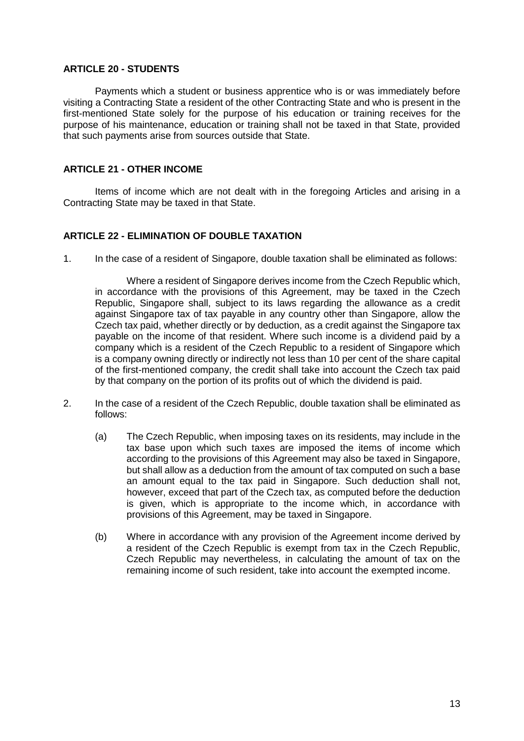**ARTICLE 20 - STUDENTS**

Payments which a student or business apprentice who is or was immediately before visiting a Contracting State a resident of the other Contracting State and who is present in the first-mentioned State solely for the purpose of his education or training receives for the purpose of his maintenance, education or training shall not be taxed in that State, provided that such payments arise from sources outside that State.

**ARTICLE 21 - OTHER INCOME**

Items of income which are not dealt with in the foregoing Articles and arising in a Contracting State may be taxed in that State.

**ARTICLE 22 - ELIMINATION OF DOUBLE TAXATION**

1. In the case of a resident of Singapore, double taxation shall be eliminated as follows:

   Where a resident of Singapore derives income from the Czech Republic which, in accordance with the provisions of this Agreement, may be taxed in the Czech Republic, Singapore shall, subject to its laws regarding the allowance as a credit against Singapore tax of tax payable in any country other than Singapore, allow the Czech tax paid, whether directly or by deduction, as a credit against the Singapore tax payable on the income of that resident. Where such income is a dividend paid by a company which is a resident of the Czech Republic to a resident of Singapore which is a company owning directly or indirectly not less than 10 per cent of the share capital of the first-mentioned company, the credit shall take into account the Czech tax paid by that company on the portion of its profits out of which the dividend is paid.

2. In the case of a resident of the Czech Republic, double taxation shall be eliminated as follows:

   (a) The Czech Republic, when imposing taxes on its residents, may include in the tax base upon which such taxes are imposed the items of income which according to the provisions of this Agreement may also be taxed in Singapore, but shall allow as a deduction from the amount of tax computed on such a base an amount equal to the tax paid in Singapore. Such deduction shall not, however, exceed that part of the Czech tax, as computed before the deduction is given, which is appropriate to the income which, in accordance with provisions of this Agreement, may be taxed in Singapore.

   (b) Where in accordance with any provision of the Agreement income derived by a resident of the Czech Republic is exempt from tax in the Czech Republic, Czech Republic may nevertheless, in calculating the amount of tax on the remaining income of such resident, take into account the exempted income.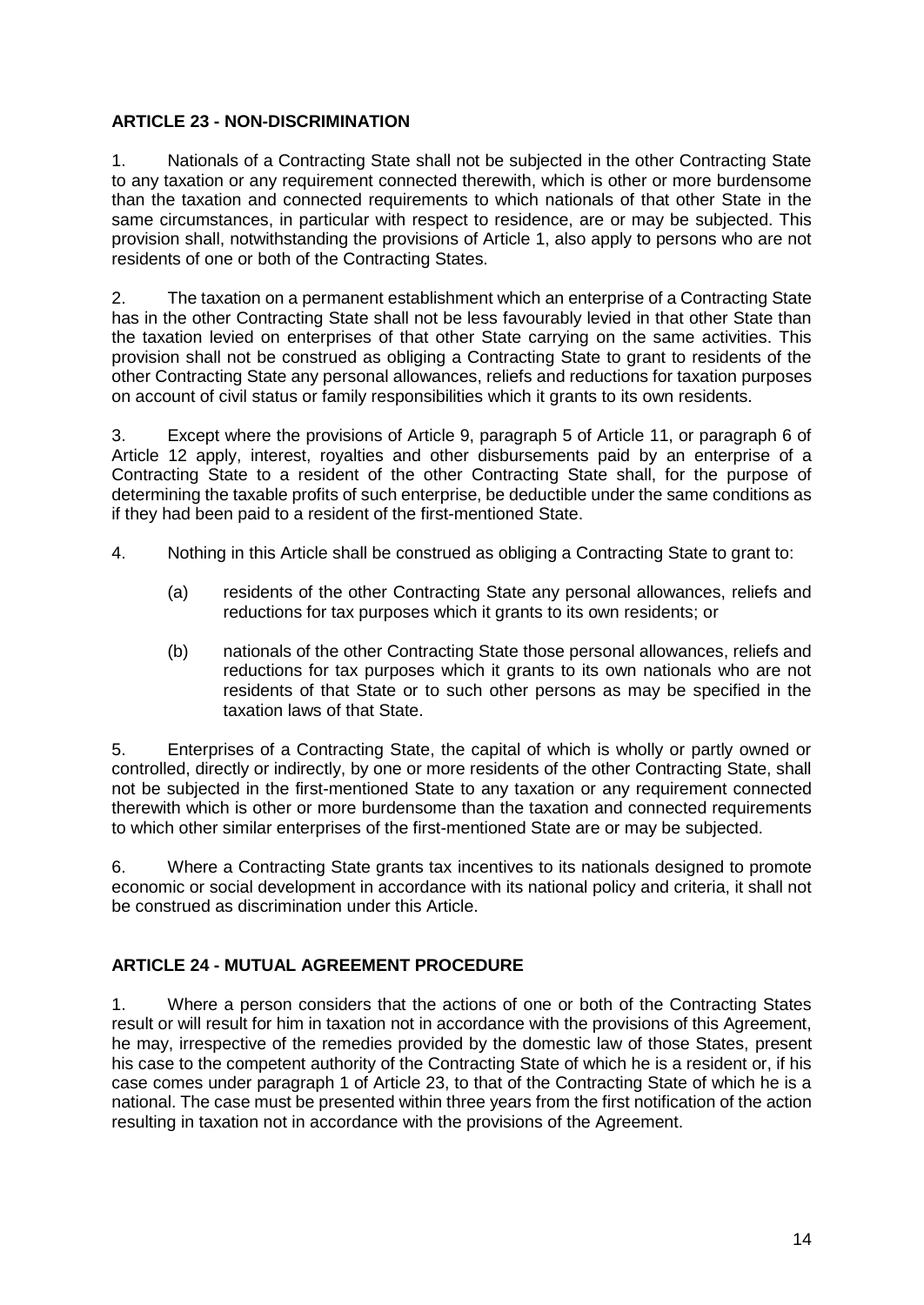## ARTICLE 23 - NON-DISCRIMINATION

1. Nationals of a Contracting State shall not be subjected in the other Contracting State to any taxation or any requirement connected therewith, which is other or more burdensome than the taxation and connected requirements to which nationals of that other State in the same circumstances, in particular with respect to residence, are or may be subjected. This provision shall, notwithstanding the provisions of Article 1, also apply to persons who are not residents of one or both of the Contracting States.

2. The taxation on a permanent establishment which an enterprise of a Contracting State has in the other Contracting State shall not be less favourably levied in that other State than the taxation levied on enterprises of that other State carrying on the same activities. This provision shall not be construed as obliging a Contracting State to grant to residents of the other Contracting State any personal allowances, reliefs and reductions for taxation purposes on account of civil status or family responsibilities which it grants to its own residents.

3. Except where the provisions of Article 9, paragraph 5 of Article 11, or paragraph 6 of Article 12 apply, interest, royalties and other disbursements paid by an enterprise of a Contracting State to a resident of the other Contracting State shall, for the purpose of determining the taxable profits of such enterprise, be deductible under the same conditions as if they had been paid to a resident of the first-mentioned State.

4. Nothing in this Article shall be construed as obliging a Contracting State to grant to:

   (a) residents of the other Contracting State any personal allowances, reliefs and reductions for tax purposes which it grants to its own residents; or

   (b) nationals of the other Contracting State those personal allowances, reliefs and reductions for tax purposes which it grants to its own nationals who are not residents of that State or to such other persons as may be specified in the taxation laws of that State.

5. Enterprises of a Contracting State, the capital of which is wholly or partly owned or controlled, directly or indirectly, by one or more residents of the other Contracting State, shall not be subjected in the first-mentioned State to any taxation or any requirement connected therewith which is other or more burdensome than the taxation and connected requirements to which other similar enterprises of the first-mentioned State are or may be subjected.

6. Where a Contracting State grants tax incentives to its nationals designed to promote economic or social development in accordance with its national policy and criteria, it shall not be construed as discrimination under this Article.

## ARTICLE 24 - MUTUAL AGREEMENT PROCEDURE

1. Where a person considers that the actions of one or both of the Contracting States result or will result for him in taxation not in accordance with the provisions of this Agreement, he may, irrespective of the remedies provided by the domestic law of those States, present his case to the competent authority of the Contracting State of which he is a resident or, if his case comes under paragraph 1 of Article 23, to that of the Contracting State of which he is a national. The case must be presented within three years from the first notification of the action resulting in taxation not in accordance with the provisions of the Agreement.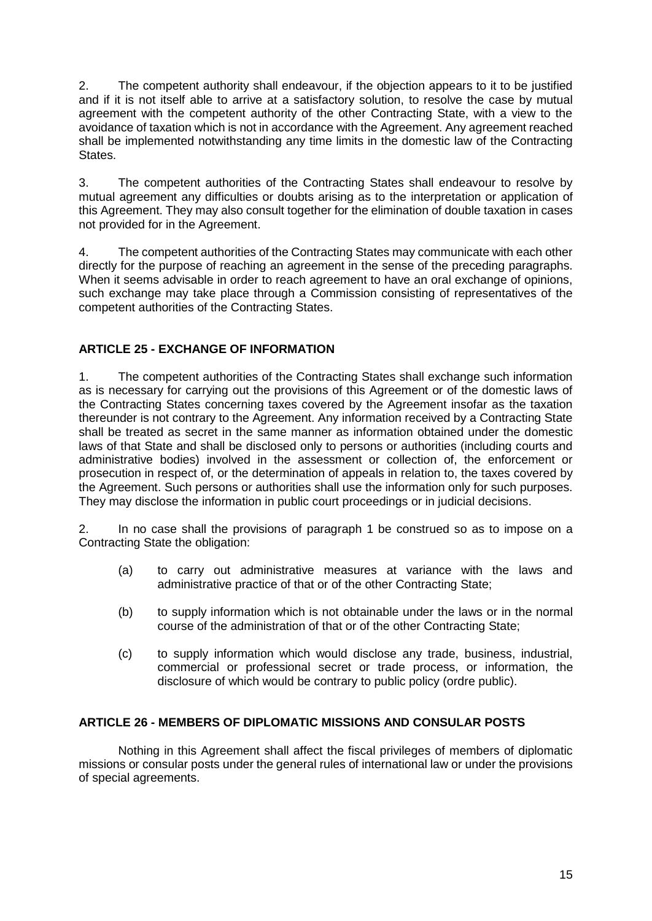2. The competent authority shall endeavour, if the objection appears to it to be justified and if it is not itself able to arrive at a satisfactory solution, to resolve the case by mutual agreement with the competent authority of the other Contracting State, with a view to the avoidance of taxation which is not in accordance with the Agreement. Any agreement reached shall be implemented notwithstanding any time limits in the domestic law of the Contracting States.

3. The competent authorities of the Contracting States shall endeavour to resolve by mutual agreement any difficulties or doubts arising as to the interpretation or application of this Agreement. They may also consult together for the elimination of double taxation in cases not provided for in the Agreement.

4. The competent authorities of the Contracting States may communicate with each other directly for the purpose of reaching an agreement in the sense of the preceding paragraphs. When it seems advisable in order to reach agreement to have an oral exchange of opinions, such exchange may take place through a Commission consisting of representatives of the competent authorities of the Contracting States.

## ARTICLE 25 - EXCHANGE OF INFORMATION

1. The competent authorities of the Contracting States shall exchange such information as is necessary for carrying out the provisions of this Agreement or of the domestic laws of the Contracting States concerning taxes covered by the Agreement insofar as the taxation thereunder is not contrary to the Agreement. Any information received by a Contracting State shall be treated as secret in the same manner as information obtained under the domestic laws of that State and shall be disclosed only to persons or authorities (including courts and administrative bodies) involved in the assessment or collection of, the enforcement or prosecution in respect of, or the determination of appeals in relation to, the taxes covered by the Agreement. Such persons or authorities shall use the information only for such purposes. They may disclose the information in public court proceedings or in judicial decisions.

2. In no case shall the provisions of paragraph 1 be construed so as to impose on a Contracting State the obligation:

(a) to carry out administrative measures at variance with the laws and administrative practice of that or of the other Contracting State;

(b) to supply information which is not obtainable under the laws or in the normal course of the administration of that or of the other Contracting State;

(c) to supply information which would disclose any trade, business, industrial, commercial or professional secret or trade process, or information, the disclosure of which would be contrary to public policy (ordre public).

## ARTICLE 26 - MEMBERS OF DIPLOMATIC MISSIONS AND CONSULAR POSTS

Nothing in this Agreement shall affect the fiscal privileges of members of diplomatic missions or consular posts under the general rules of international law or under the provisions of special agreements.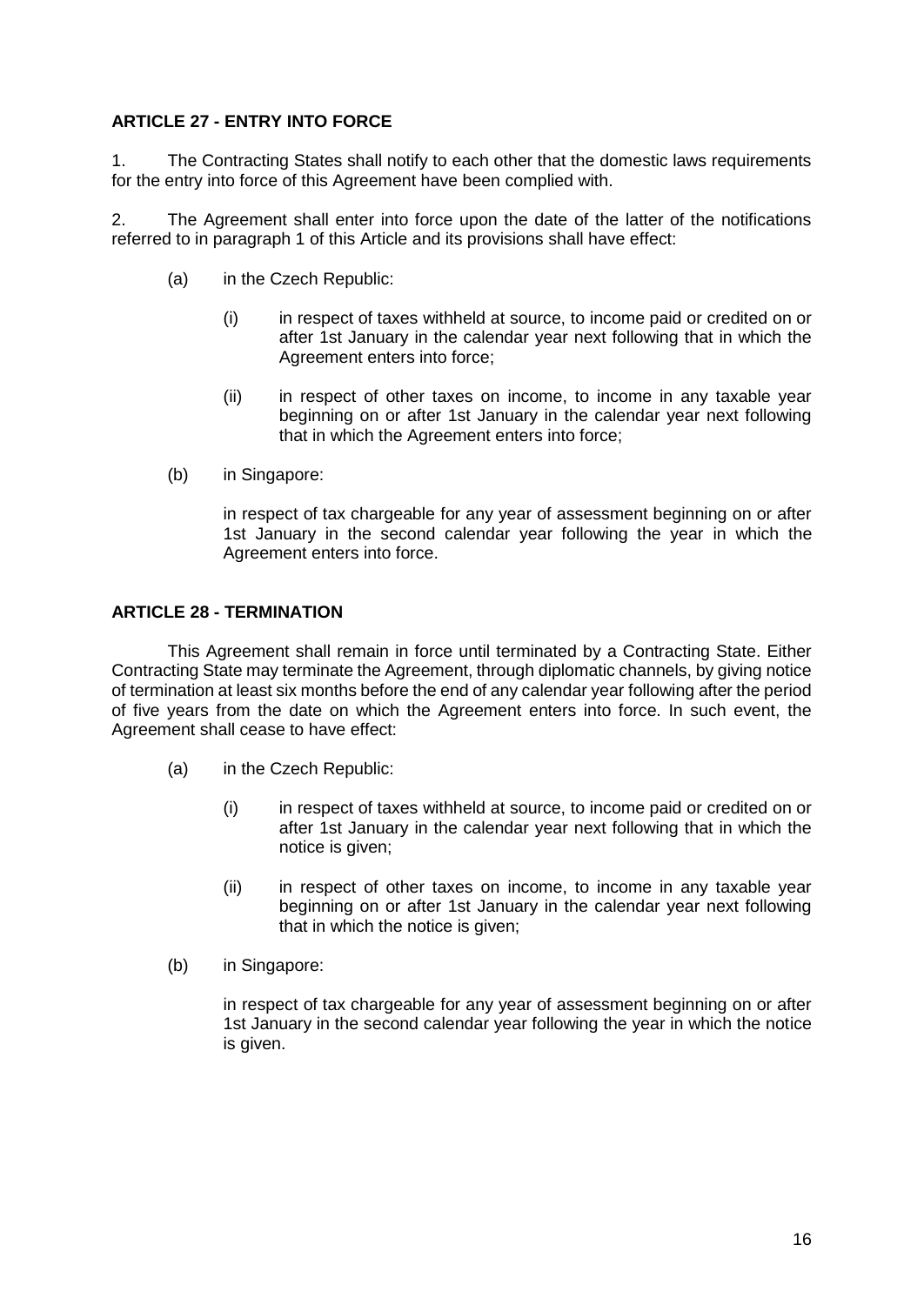**ARTICLE 27 - ENTRY INTO FORCE**

1. The Contracting States shall notify to each other that the domestic laws requirements for the entry into force of this Agreement have been complied with.

2. The Agreement shall enter into force upon the date of the latter of the notifications referred to in paragraph 1 of this Article and its provisions shall have effect:

(a) in the Czech Republic:

(i) in respect of taxes withheld at source, to income paid or credited on or after 1st January in the calendar year next following that in which the Agreement enters into force;

(ii) in respect of other taxes on income, to income in any taxable year beginning on or after 1st January in the calendar year next following that in which the Agreement enters into force;

(b) in Singapore:

in respect of tax chargeable for any year of assessment beginning on or after 1st January in the second calendar year following the year in which the Agreement enters into force.

**ARTICLE 28 - TERMINATION**

This Agreement shall remain in force until terminated by a Contracting State. Either Contracting State may terminate the Agreement, through diplomatic channels, by giving notice of termination at least six months before the end of any calendar year following after the period of five years from the date on which the Agreement enters into force. In such event, the Agreement shall cease to have effect:

(a) in the Czech Republic:

(i) in respect of taxes withheld at source, to income paid or credited on or after 1st January in the calendar year next following that in which the notice is given;

(ii) in respect of other taxes on income, to income in any taxable year beginning on or after 1st January in the calendar year next following that in which the notice is given;

(b) in Singapore:

in respect of tax chargeable for any year of assessment beginning on or after 1st January in the second calendar year following the year in which the notice is given.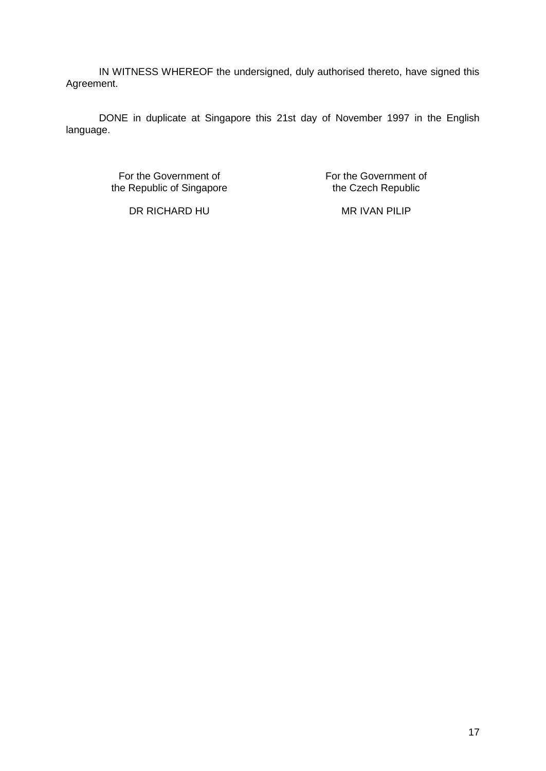IN WITNESS WHEREOF the undersigned, duly authorised thereto, have signed this Agreement.

DONE in duplicate at Singapore this 21st day of November 1997 in the English language.

| For the Government of the Republic of Singapore | For the Government of the Czech Republic |
| --- | --- |
| DR RICHARD HU | MR IVAN PILIP |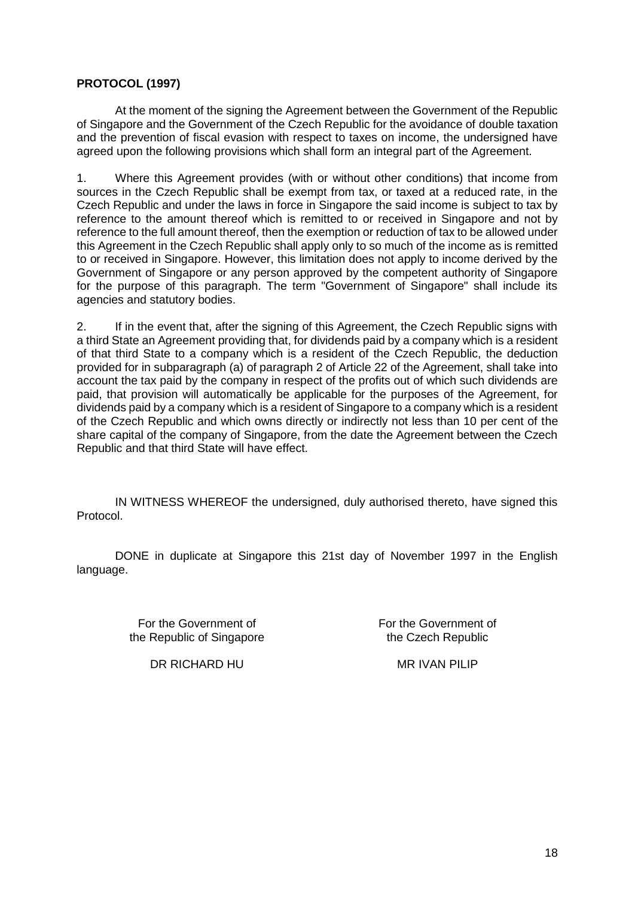**PROTOCOL (1997)**

At the moment of the signing the Agreement between the Government of the Republic of Singapore and the Government of the Czech Republic for the avoidance of double taxation and the prevention of fiscal evasion with respect to taxes on income, the undersigned have agreed upon the following provisions which shall form an integral part of the Agreement.

1. Where this Agreement provides (with or without other conditions) that income from sources in the Czech Republic shall be exempt from tax, or taxed at a reduced rate, in the Czech Republic and under the laws in force in Singapore the said income is subject to tax by reference to the amount thereof which is remitted to or received in Singapore and not by reference to the full amount thereof, then the exemption or reduction of tax to be allowed under this Agreement in the Czech Republic shall apply only to so much of the income as is remitted to or received in Singapore. However, this limitation does not apply to income derived by the Government of Singapore or any person approved by the competent authority of Singapore for the purpose of this paragraph. The term "Government of Singapore" shall include its agencies and statutory bodies.

2. If in the event that, after the signing of this Agreement, the Czech Republic signs with a third State an Agreement providing that, for dividends paid by a company which is a resident of that third State to a company which is a resident of the Czech Republic, the deduction provided for in subparagraph (a) of paragraph 2 of Article 22 of the Agreement, shall take into account the tax paid by the company in respect of the profits out of which such dividends are paid, that provision will automatically be applicable for the purposes of the Agreement, for dividends paid by a company which is a resident of Singapore to a company which is a resident of the Czech Republic and which owns directly or indirectly not less than 10 per cent of the share capital of the company of Singapore, from the date the Agreement between the Czech Republic and that third State will have effect.

IN WITNESS WHEREOF the undersigned, duly authorised thereto, have signed this Protocol.

DONE in duplicate at Singapore this 21st day of November 1997 in the English language.

| For the Government of the Republic of Singapore | For the Government of the Czech Republic |
| --- | --- |
| DR RICHARD HU | MR IVAN PILIP |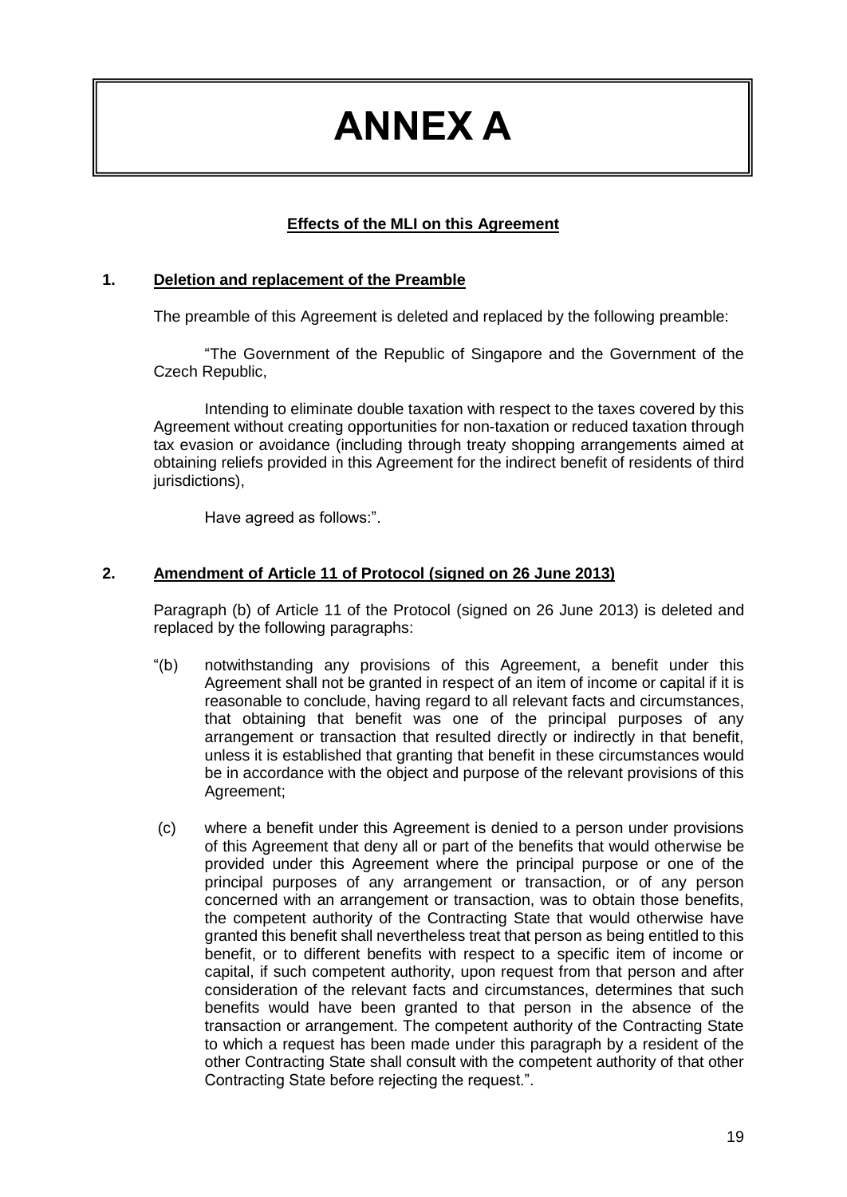# ANNEX A

**Effects of the MLI on this Agreement**

## 1. Deletion and replacement of the Preamble

The preamble of this Agreement is deleted and replaced by the following preamble:

"The Government of the Republic of Singapore and the Government of the Czech Republic,

Intending to eliminate double taxation with respect to the taxes covered by this Agreement without creating opportunities for non-taxation or reduced taxation through tax evasion or avoidance (including through treaty shopping arrangements aimed at obtaining reliefs provided in this Agreement for the indirect benefit of residents of third jurisdictions),

Have agreed as follows:".

## 2. Amendment of Article 11 of Protocol (signed on 26 June 2013)

Paragraph (b) of Article 11 of the Protocol (signed on 26 June 2013) is deleted and replaced by the following paragraphs:

"(b) notwithstanding any provisions of this Agreement, a benefit under this Agreement shall not be granted in respect of an item of income or capital if it is reasonable to conclude, having regard to all relevant facts and circumstances, that obtaining that benefit was one of the principal purposes of any arrangement or transaction that resulted directly or indirectly in that benefit, unless it is established that granting that benefit in these circumstances would be in accordance with the object and purpose of the relevant provisions of this Agreement;

(c) where a benefit under this Agreement is denied to a person under provisions of this Agreement that deny all or part of the benefits that would otherwise be provided under this Agreement where the principal purpose or one of the principal purposes of any arrangement or transaction, or of any person concerned with an arrangement or transaction, was to obtain those benefits, the competent authority of the Contracting State that would otherwise have granted this benefit shall nevertheless treat that person as being entitled to this benefit, or to different benefits with respect to a specific item of income or capital, if such competent authority, upon request from that person and after consideration of the relevant facts and circumstances, determines that such benefits would have been granted to that person in the absence of the transaction or arrangement. The competent authority of the Contracting State to which a request has been made under this paragraph by a resident of the other Contracting State shall consult with the competent authority of that other Contracting State before rejecting the request.".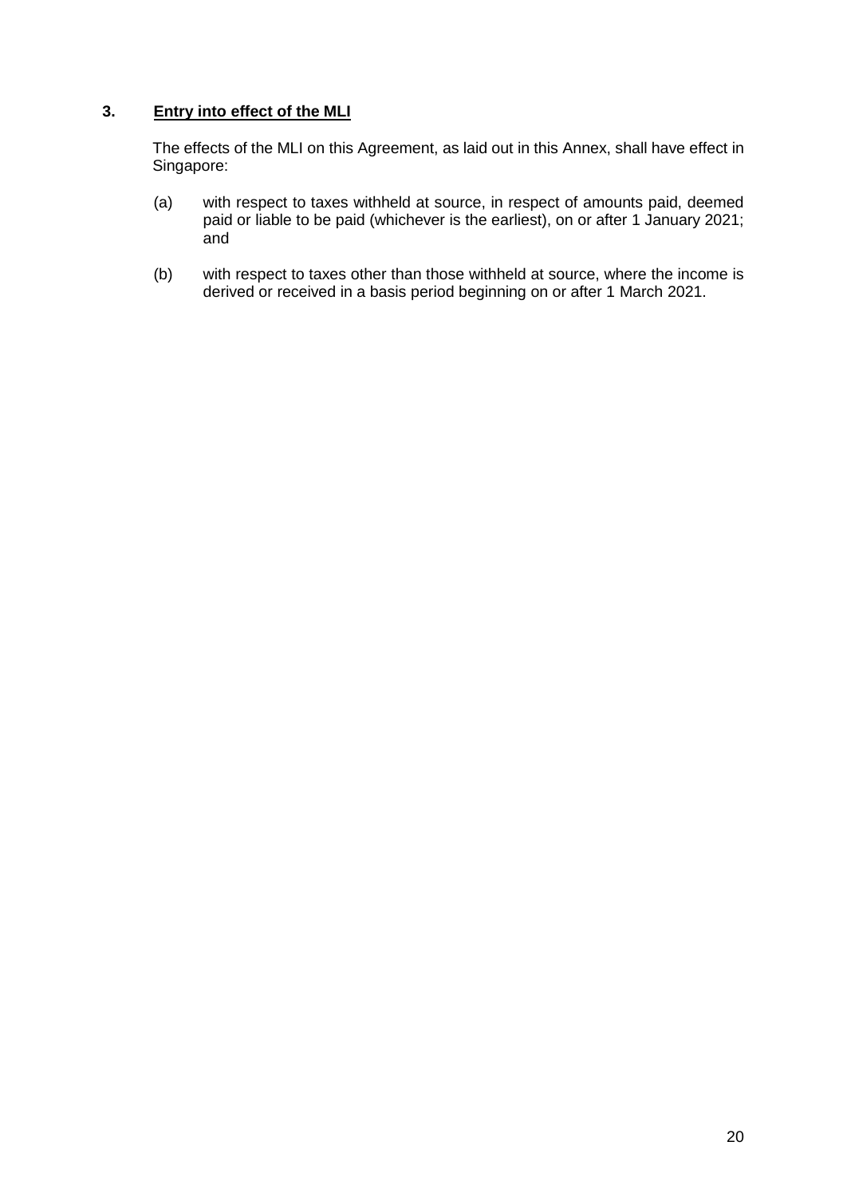### 3. **Entry into effect of the MLI**

The effects of the MLI on this Agreement, as laid out in this Annex, shall have effect in Singapore:

(a) with respect to taxes withheld at source, in respect of amounts paid, deemed paid or liable to be paid (whichever is the earliest), on or after 1 January 2021; and

(b) with respect to taxes other than those withheld at source, where the income is derived or received in a basis period beginning on or after 1 March 2021.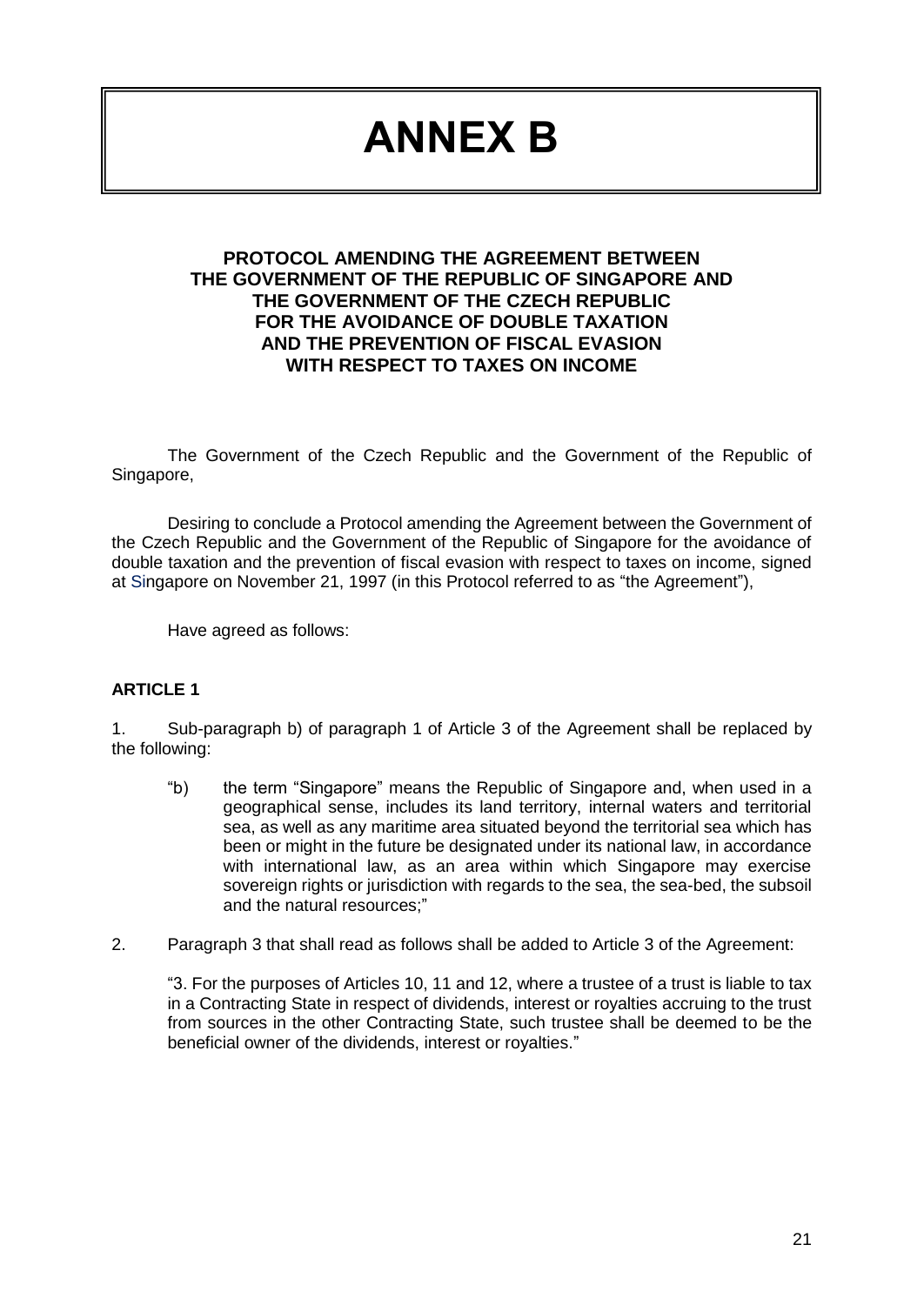# ANNEX B

**PROTOCOL AMENDING THE AGREEMENT BETWEEN THE GOVERNMENT OF THE REPUBLIC OF SINGAPORE AND THE GOVERNMENT OF THE CZECH REPUBLIC FOR THE AVOIDANCE OF DOUBLE TAXATION AND THE PREVENTION OF FISCAL EVASION WITH RESPECT TO TAXES ON INCOME**

The Government of the Czech Republic and the Government of the Republic of Singapore,

Desiring to conclude a Protocol amending the Agreement between the Government of the Czech Republic and the Government of the Republic of Singapore for the avoidance of double taxation and the prevention of fiscal evasion with respect to taxes on income, signed at Singapore on November 21, 1997 (in this Protocol referred to as "the Agreement"),

Have agreed as follows:

**ARTICLE 1**

1. Sub-paragraph b) of paragraph 1 of Article 3 of the Agreement shall be replaced by the following:

> "b) the term "Singapore" means the Republic of Singapore and, when used in a geographical sense, includes its land territory, internal waters and territorial sea, as well as any maritime area situated beyond the territorial sea which has been or might in the future be designated under its national law, in accordance with international law, as an area within which Singapore may exercise sovereign rights or jurisdiction with regards to the sea, the sea-bed, the subsoil and the natural resources;"

2. Paragraph 3 that shall read as follows shall be added to Article 3 of the Agreement:

> "3. For the purposes of Articles 10, 11 and 12, where a trustee of a trust is liable to tax in a Contracting State in respect of dividends, interest or royalties accruing to the trust from sources in the other Contracting State, such trustee shall be deemed to be the beneficial owner of the dividends, interest or royalties."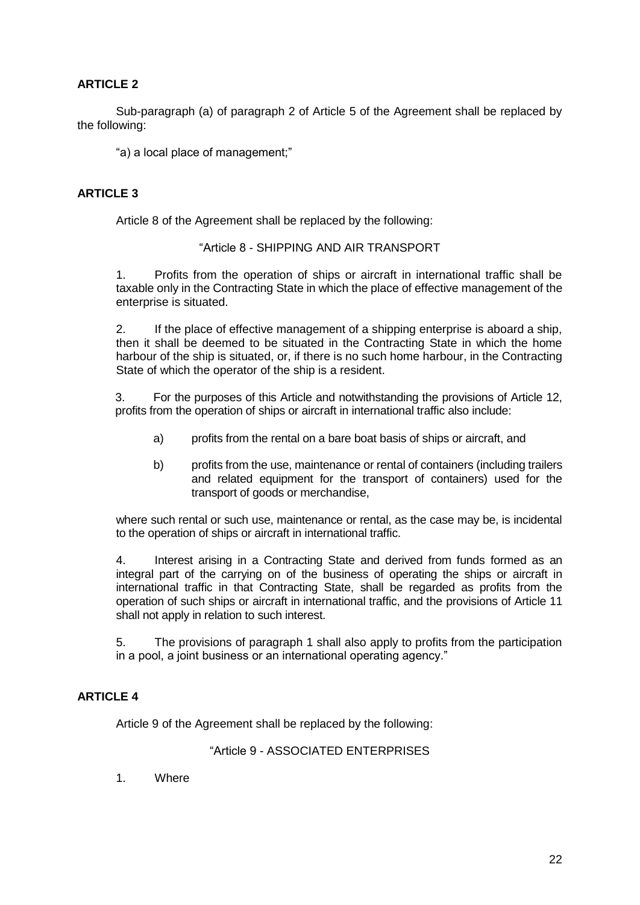**ARTICLE 2**

Sub-paragraph (a) of paragraph 2 of Article 5 of the Agreement shall be replaced by the following:

"a) a local place of management;"

**ARTICLE 3**

Article 8 of the Agreement shall be replaced by the following:

"Article 8 - SHIPPING AND AIR TRANSPORT

1. Profits from the operation of ships or aircraft in international traffic shall be taxable only in the Contracting State in which the place of effective management of the enterprise is situated.

2. If the place of effective management of a shipping enterprise is aboard a ship, then it shall be deemed to be situated in the Contracting State in which the home harbour of the ship is situated, or, if there is no such home harbour, in the Contracting State of which the operator of the ship is a resident.

3. For the purposes of this Article and notwithstanding the provisions of Article 12, profits from the operation of ships or aircraft in international traffic also include:

   a) profits from the rental on a bare boat basis of ships or aircraft, and

   b) profits from the use, maintenance or rental of containers (including trailers and related equipment for the transport of containers) used for the transport of goods or merchandise,

where such rental or such use, maintenance or rental, as the case may be, is incidental to the operation of ships or aircraft in international traffic.

4. Interest arising in a Contracting State and derived from funds formed as an integral part of the carrying on of the business of operating the ships or aircraft in international traffic in that Contracting State, shall be regarded as profits from the operation of such ships or aircraft in international traffic, and the provisions of Article 11 shall not apply in relation to such interest.

5. The provisions of paragraph 1 shall also apply to profits from the participation in a pool, a joint business or an international operating agency."

**ARTICLE 4**

Article 9 of the Agreement shall be replaced by the following:

"Article 9 - ASSOCIATED ENTERPRISES

1. Where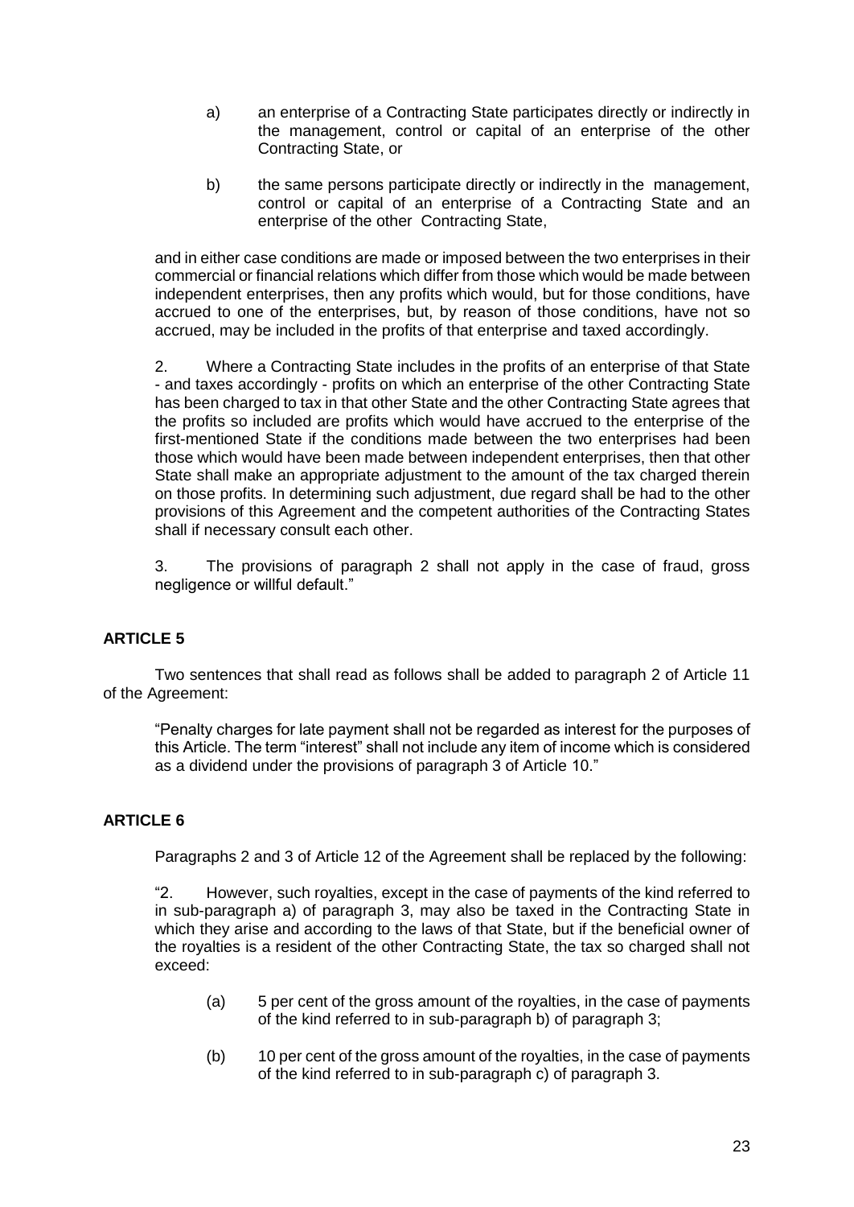a) an enterprise of a Contracting State participates directly or indirectly in the management, control or capital of an enterprise of the other Contracting State, or

b) the same persons participate directly or indirectly in the management, control or capital of an enterprise of a Contracting State and an enterprise of the other Contracting State,

and in either case conditions are made or imposed between the two enterprises in their commercial or financial relations which differ from those which would be made between independent enterprises, then any profits which would, but for those conditions, have accrued to one of the enterprises, but, by reason of those conditions, have not so accrued, may be included in the profits of that enterprise and taxed accordingly.

2. Where a Contracting State includes in the profits of an enterprise of that State - and taxes accordingly - profits on which an enterprise of the other Contracting State has been charged to tax in that other State and the other Contracting State agrees that the profits so included are profits which would have accrued to the enterprise of the first-mentioned State if the conditions made between the two enterprises had been those which would have been made between independent enterprises, then that other State shall make an appropriate adjustment to the amount of the tax charged therein on those profits. In determining such adjustment, due regard shall be had to the other provisions of this Agreement and the competent authorities of the Contracting States shall if necessary consult each other.

3. The provisions of paragraph 2 shall not apply in the case of fraud, gross negligence or willful default."

## ARTICLE 5

Two sentences that shall read as follows shall be added to paragraph 2 of Article 11 of the Agreement:

"Penalty charges for late payment shall not be regarded as interest for the purposes of this Article. The term "interest" shall not include any item of income which is considered as a dividend under the provisions of paragraph 3 of Article 10."

## ARTICLE 6

Paragraphs 2 and 3 of Article 12 of the Agreement shall be replaced by the following:

"2. However, such royalties, except in the case of payments of the kind referred to in sub-paragraph a) of paragraph 3, may also be taxed in the Contracting State in which they arise and according to the laws of that State, but if the beneficial owner of the royalties is a resident of the other Contracting State, the tax so charged shall not exceed:

(a) 5 per cent of the gross amount of the royalties, in the case of payments of the kind referred to in sub-paragraph b) of paragraph 3;

(b) 10 per cent of the gross amount of the royalties, in the case of payments of the kind referred to in sub-paragraph c) of paragraph 3.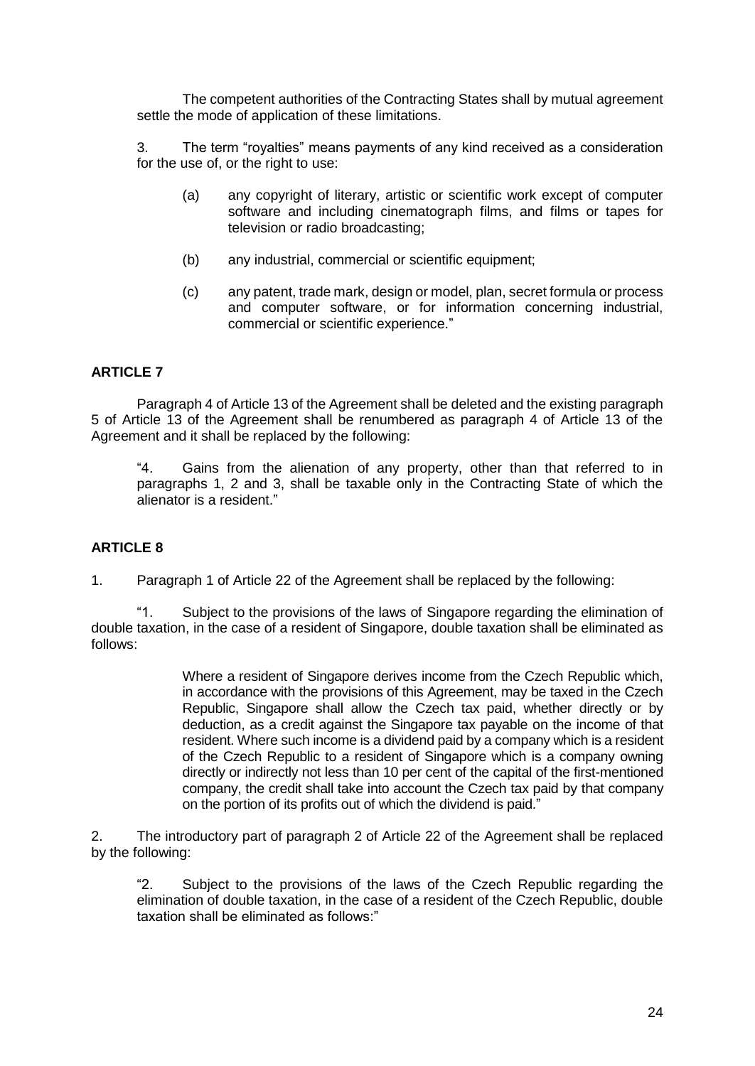The competent authorities of the Contracting States shall by mutual agreement settle the mode of application of these limitations.

3. The term "royalties" means payments of any kind received as a consideration for the use of, or the right to use:

(a) any copyright of literary, artistic or scientific work except of computer software and including cinematograph films, and films or tapes for television or radio broadcasting;

(b) any industrial, commercial or scientific equipment;

(c) any patent, trade mark, design or model, plan, secret formula or process and computer software, or for information concerning industrial, commercial or scientific experience."

**ARTICLE 7**

Paragraph 4 of Article 13 of the Agreement shall be deleted and the existing paragraph 5 of Article 13 of the Agreement shall be renumbered as paragraph 4 of Article 13 of the Agreement and it shall be replaced by the following:

"4. Gains from the alienation of any property, other than that referred to in paragraphs 1, 2 and 3, shall be taxable only in the Contracting State of which the alienator is a resident."

**ARTICLE 8**

1. Paragraph 1 of Article 22 of the Agreement shall be replaced by the following:

"1. Subject to the provisions of the laws of Singapore regarding the elimination of double taxation, in the case of a resident of Singapore, double taxation shall be eliminated as follows:

Where a resident of Singapore derives income from the Czech Republic which, in accordance with the provisions of this Agreement, may be taxed in the Czech Republic, Singapore shall allow the Czech tax paid, whether directly or by deduction, as a credit against the Singapore tax payable on the income of that resident. Where such income is a dividend paid by a company which is a resident of the Czech Republic to a resident of Singapore which is a company owning directly or indirectly not less than 10 per cent of the capital of the first-mentioned company, the credit shall take into account the Czech tax paid by that company on the portion of its profits out of which the dividend is paid."

2. The introductory part of paragraph 2 of Article 22 of the Agreement shall be replaced by the following:

"2. Subject to the provisions of the laws of the Czech Republic regarding the elimination of double taxation, in the case of a resident of the Czech Republic, double taxation shall be eliminated as follows:"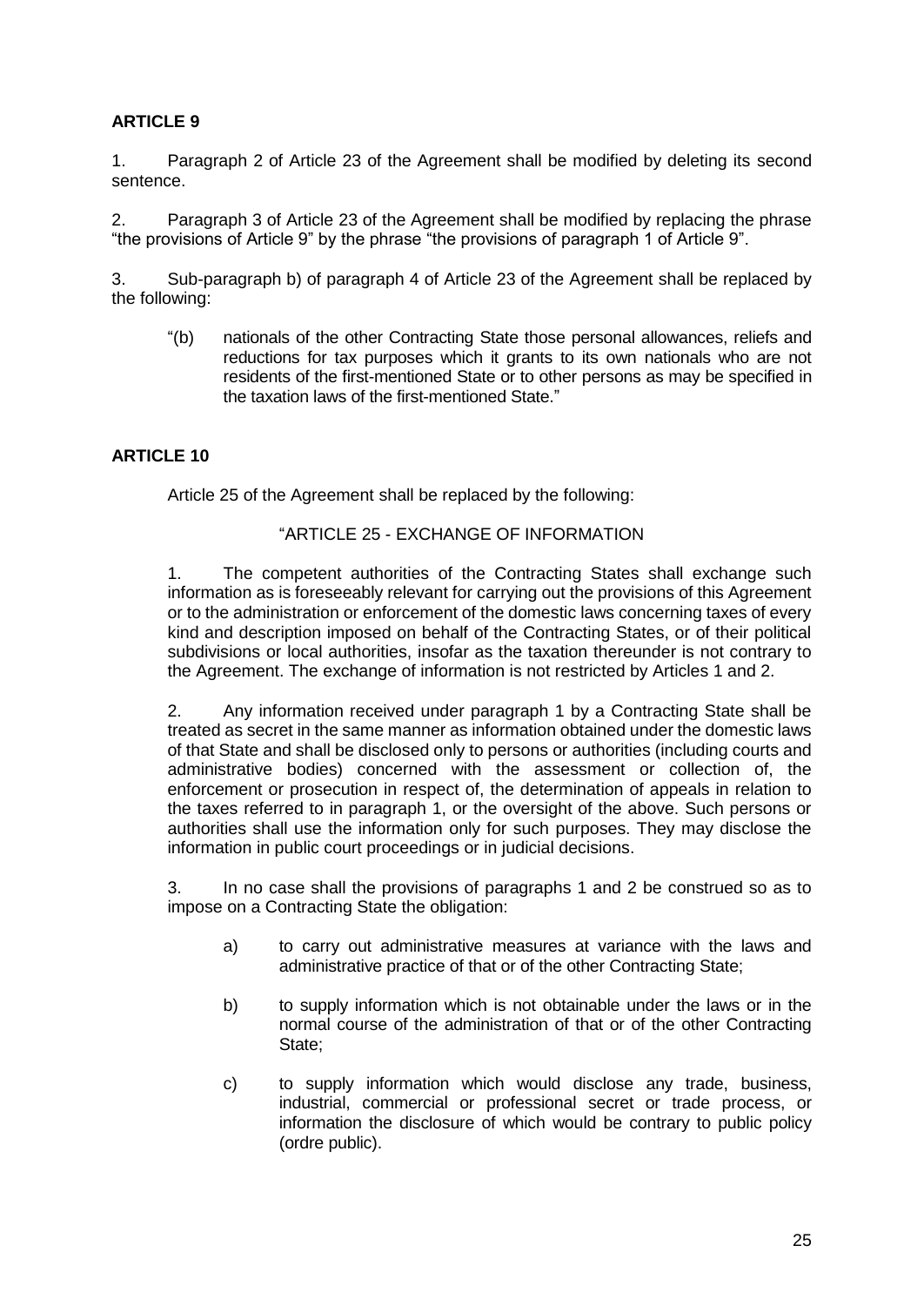**ARTICLE 9**

1. Paragraph 2 of Article 23 of the Agreement shall be modified by deleting its second sentence.

2. Paragraph 3 of Article 23 of the Agreement shall be modified by replacing the phrase "the provisions of Article 9" by the phrase "the provisions of paragraph 1 of Article 9".

3. Sub-paragraph b) of paragraph 4 of Article 23 of the Agreement shall be replaced by the following:

> "(b) nationals of the other Contracting State those personal allowances, reliefs and reductions for tax purposes which it grants to its own nationals who are not residents of the first-mentioned State or to other persons as may be specified in the taxation laws of the first-mentioned State."

**ARTICLE 10**

Article 25 of the Agreement shall be replaced by the following:

"ARTICLE 25 - EXCHANGE OF INFORMATION

1. The competent authorities of the Contracting States shall exchange such information as is foreseeably relevant for carrying out the provisions of this Agreement or to the administration or enforcement of the domestic laws concerning taxes of every kind and description imposed on behalf of the Contracting States, or of their political subdivisions or local authorities, insofar as the taxation thereunder is not contrary to the Agreement. The exchange of information is not restricted by Articles 1 and 2.

2. Any information received under paragraph 1 by a Contracting State shall be treated as secret in the same manner as information obtained under the domestic laws of that State and shall be disclosed only to persons or authorities (including courts and administrative bodies) concerned with the assessment or collection of, the enforcement or prosecution in respect of, the determination of appeals in relation to the taxes referred to in paragraph 1, or the oversight of the above. Such persons or authorities shall use the information only for such purposes. They may disclose the information in public court proceedings or in judicial decisions.

3. In no case shall the provisions of paragraphs 1 and 2 be construed so as to impose on a Contracting State the obligation:

   a) to carry out administrative measures at variance with the laws and administrative practice of that or of the other Contracting State;

   b) to supply information which is not obtainable under the laws or in the normal course of the administration of that or of the other Contracting State;

   c) to supply information which would disclose any trade, business, industrial, commercial or professional secret or trade process, or information the disclosure of which would be contrary to public policy (ordre public).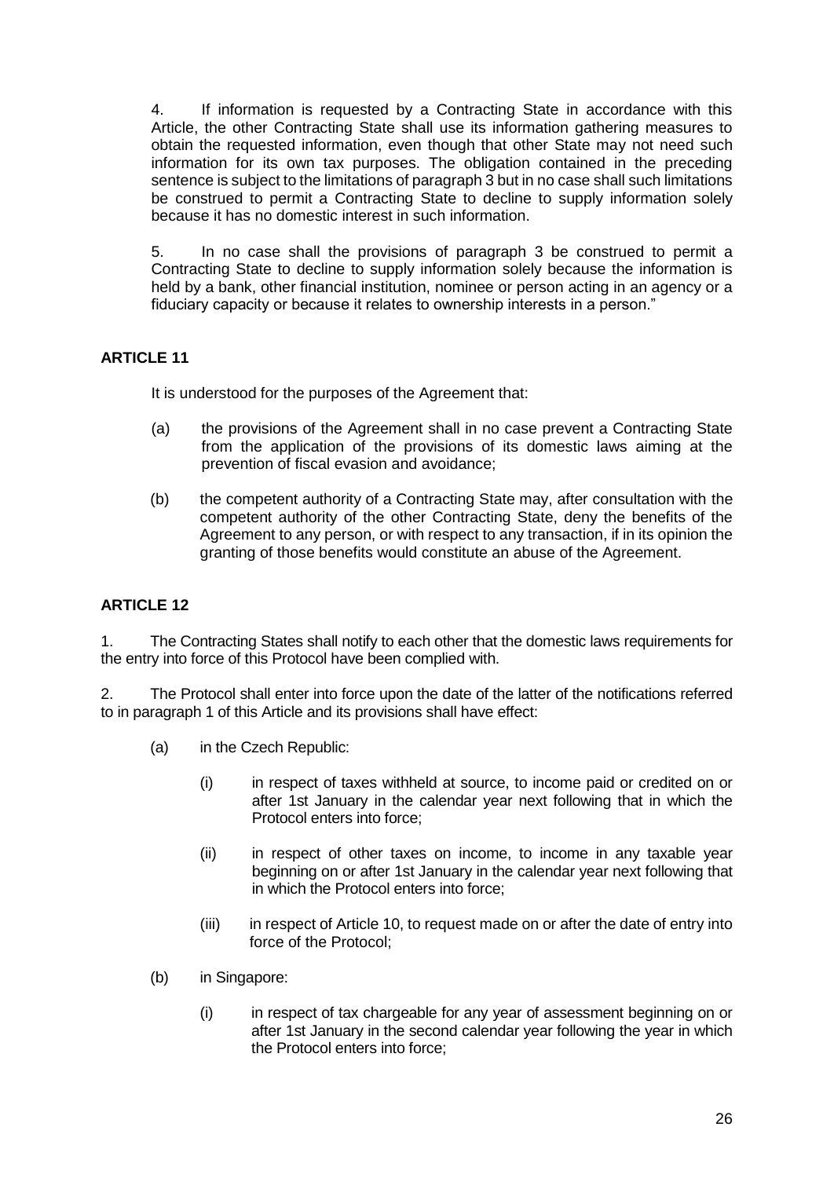4. If information is requested by a Contracting State in accordance with this Article, the other Contracting State shall use its information gathering measures to obtain the requested information, even though that other State may not need such information for its own tax purposes. The obligation contained in the preceding sentence is subject to the limitations of paragraph 3 but in no case shall such limitations be construed to permit a Contracting State to decline to supply information solely because it has no domestic interest in such information.

5. In no case shall the provisions of paragraph 3 be construed to permit a Contracting State to decline to supply information solely because the information is held by a bank, other financial institution, nominee or person acting in an agency or a fiduciary capacity or because it relates to ownership interests in a person."

**ARTICLE 11**

It is understood for the purposes of the Agreement that:

(a) the provisions of the Agreement shall in no case prevent a Contracting State from the application of the provisions of its domestic laws aiming at the prevention of fiscal evasion and avoidance;

(b) the competent authority of a Contracting State may, after consultation with the competent authority of the other Contracting State, deny the benefits of the Agreement to any person, or with respect to any transaction, if in its opinion the granting of those benefits would constitute an abuse of the Agreement.

**ARTICLE 12**

1. The Contracting States shall notify to each other that the domestic laws requirements for the entry into force of this Protocol have been complied with.

2. The Protocol shall enter into force upon the date of the latter of the notifications referred to in paragraph 1 of this Article and its provisions shall have effect:

(a) in the Czech Republic:

(i) in respect of taxes withheld at source, to income paid or credited on or after 1st January in the calendar year next following that in which the Protocol enters into force;

(ii) in respect of other taxes on income, to income in any taxable year beginning on or after 1st January in the calendar year next following that in which the Protocol enters into force;

(iii) in respect of Article 10, to request made on or after the date of entry into force of the Protocol;

(b) in Singapore:

(i) in respect of tax chargeable for any year of assessment beginning on or after 1st January in the second calendar year following the year in which the Protocol enters into force;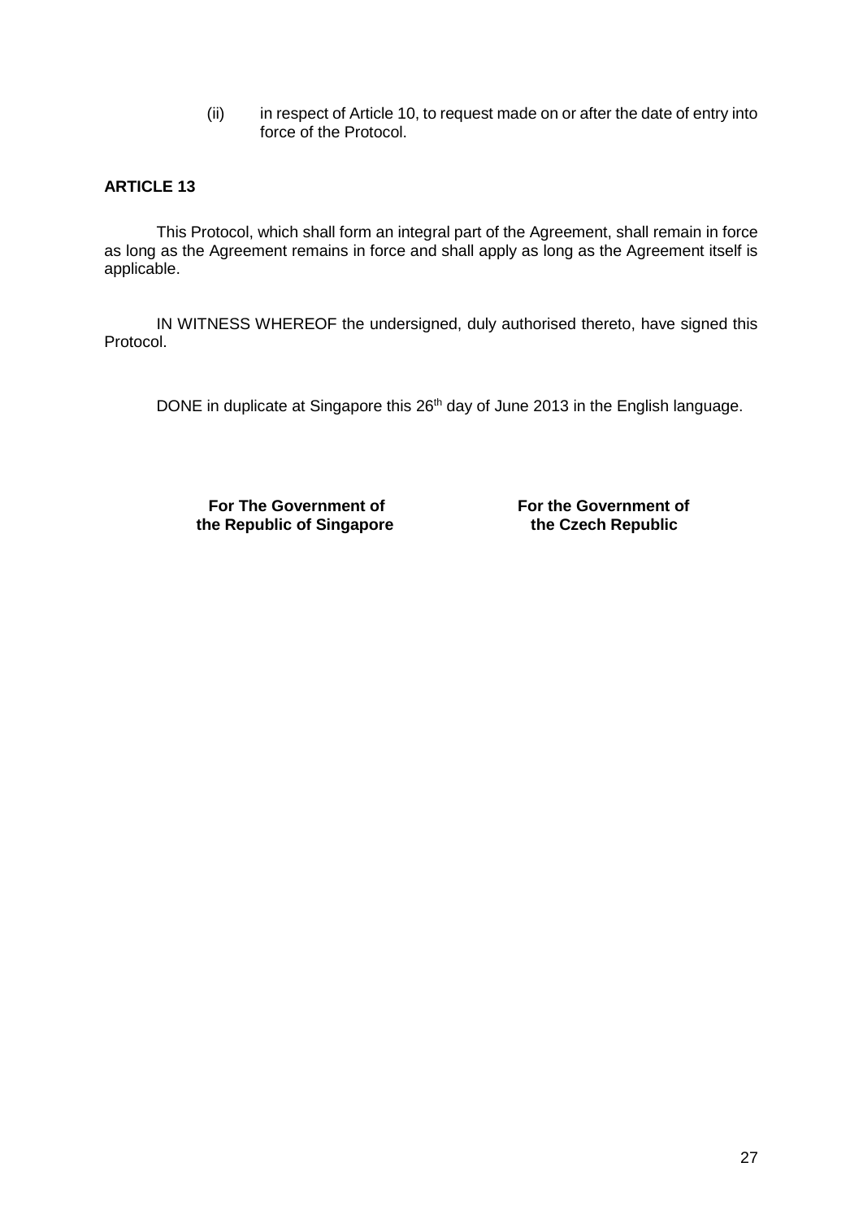(ii) in respect of Article 10, to request made on or after the date of entry into force of the Protocol.

**ARTICLE 13**

This Protocol, which shall form an integral part of the Agreement, shall remain in force as long as the Agreement remains in force and shall apply as long as the Agreement itself is applicable.

IN WITNESS WHEREOF the undersigned, duly authorised thereto, have signed this Protocol.

DONE in duplicate at Singapore this 26th day of June 2013 in the English language.

| | |
|---|---|
| **For The Government of the Republic of Singapore** | **For the Government of the Czech Republic** |